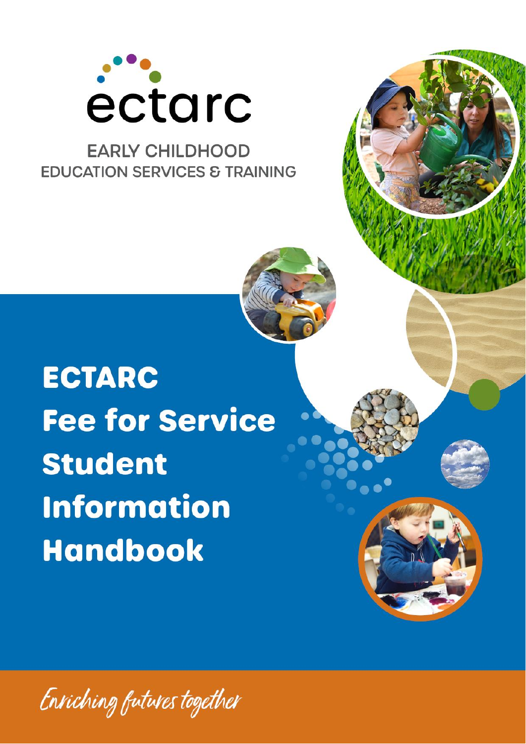ectarc

EARLY CHILDHOOD
EDUCATION SERVICES & TRAINING

# ECTARC Fee for Service Student Information Handbook

*Enriching futures together*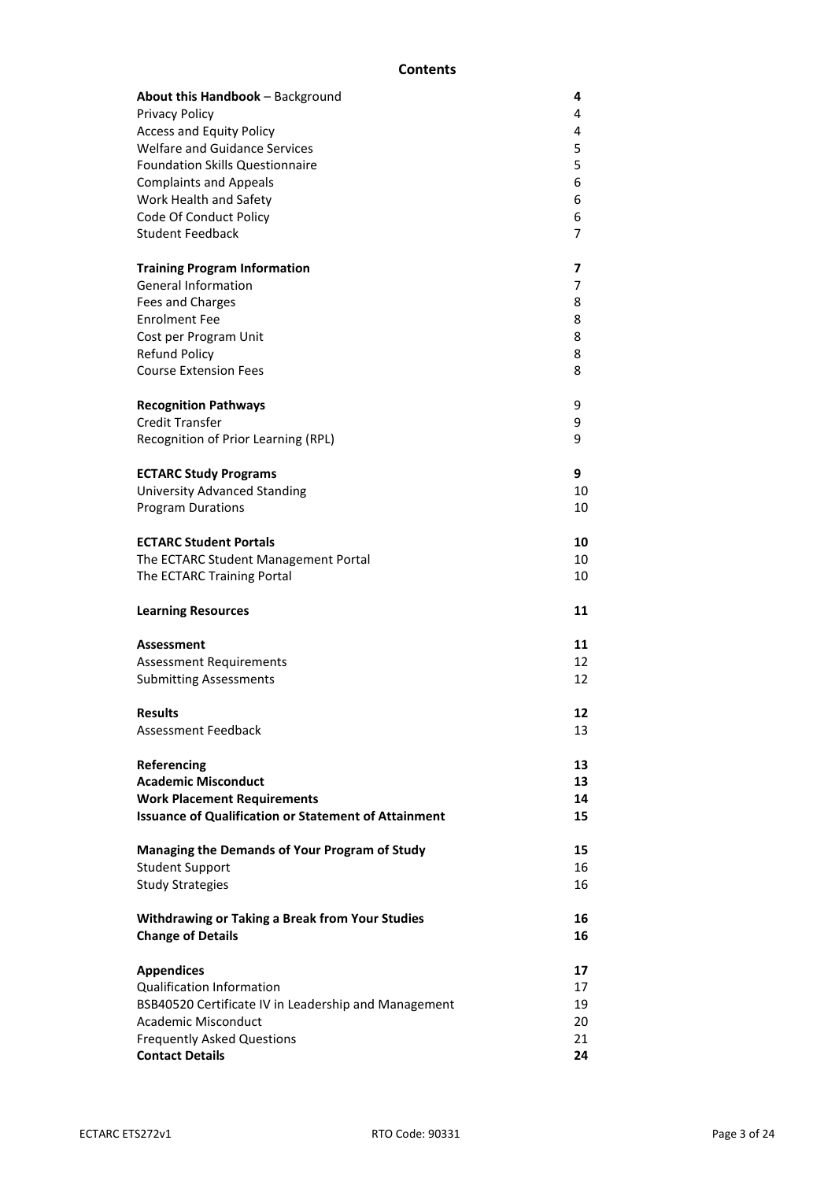# Contents

| | |
|---|---|
| **About this Handbook** – Background | **4** |
| Privacy Policy | 4 |
| Access and Equity Policy | 4 |
| Welfare and Guidance Services | 5 |
| Foundation Skills Questionnaire | 5 |
| Complaints and Appeals | 6 |
| Work Health and Safety | 6 |
| Code Of Conduct Policy | 6 |
| Student Feedback | 7 |
| **Training Program Information** | **7** |
| General Information | 7 |
| Fees and Charges | 8 |
| Enrolment Fee | 8 |
| Cost per Program Unit | 8 |
| Refund Policy | 8 |
| Course Extension Fees | 8 |
| **Recognition Pathways** | 9 |
| Credit Transfer | 9 |
| Recognition of Prior Learning (RPL) | 9 |
| **ECTARC Study Programs** | **9** |
| University Advanced Standing | 10 |
| Program Durations | 10 |
| **ECTARC Student Portals** | **10** |
| The ECTARC Student Management Portal | 10 |
| The ECTARC Training Portal | 10 |
| **Learning Resources** | **11** |
| **Assessment** | **11** |
| Assessment Requirements | 12 |
| Submitting Assessments | 12 |
| **Results** | **12** |
| Assessment Feedback | 13 |
| **Referencing** | **13** |
| **Academic Misconduct** | **13** |
| **Work Placement Requirements** | **14** |
| **Issuance of Qualification or Statement of Attainment** | **15** |
| **Managing the Demands of Your Program of Study** | **15** |
| Student Support | 16 |
| Study Strategies | 16 |
| **Withdrawing or Taking a Break from Your Studies** | **16** |
| **Change of Details** | **16** |
| **Appendices** | **17** |
| Qualification Information | 17 |
| BSB40520 Certificate IV in Leadership and Management | 19 |
| Academic Misconduct | 20 |
| Frequently Asked Questions | 21 |
| **Contact Details** | **24** |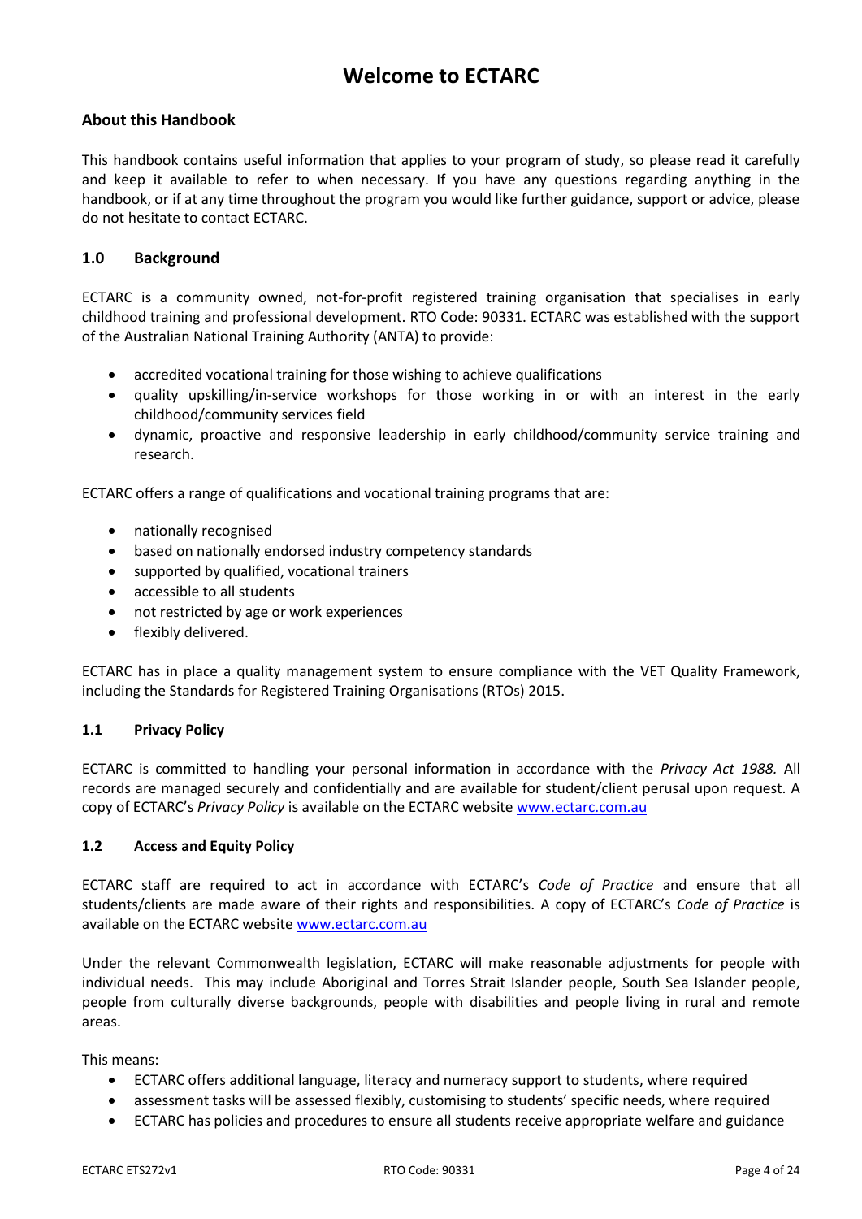# Welcome to ECTARC

### About this Handbook

This handbook contains useful information that applies to your program of study, so please read it carefully and keep it available to refer to when necessary. If you have any questions regarding anything in the handbook, or if at any time throughout the program you would like further guidance, support or advice, please do not hesitate to contact ECTARC.

## 1.0 Background

ECTARC is a community owned, not-for-profit registered training organisation that specialises in early childhood training and professional development. RTO Code: 90331. ECTARC was established with the support of the Australian National Training Authority (ANTA) to provide:

- accredited vocational training for those wishing to achieve qualifications
- quality upskilling/in-service workshops for those working in or with an interest in the early childhood/community services field
- dynamic, proactive and responsive leadership in early childhood/community service training and research.

ECTARC offers a range of qualifications and vocational training programs that are:

- nationally recognised
- based on nationally endorsed industry competency standards
- supported by qualified, vocational trainers
- accessible to all students
- not restricted by age or work experiences
- flexibly delivered.

ECTARC has in place a quality management system to ensure compliance with the VET Quality Framework, including the Standards for Registered Training Organisations (RTOs) 2015.

### 1.1 Privacy Policy

ECTARC is committed to handling your personal information in accordance with the *Privacy Act 1988.* All records are managed securely and confidentially and are available for student/client perusal upon request. A copy of ECTARC's *Privacy Policy* is available on the ECTARC website www.ectarc.com.au

### 1.2 Access and Equity Policy

ECTARC staff are required to act in accordance with ECTARC's *Code of Practice* and ensure that all students/clients are made aware of their rights and responsibilities. A copy of ECTARC's *Code of Practice* is available on the ECTARC website www.ectarc.com.au

Under the relevant Commonwealth legislation, ECTARC will make reasonable adjustments for people with individual needs. This may include Aboriginal and Torres Strait Islander people, South Sea Islander people, people from culturally diverse backgrounds, people with disabilities and people living in rural and remote areas.

This means:

- ECTARC offers additional language, literacy and numeracy support to students, where required
- assessment tasks will be assessed flexibly, customising to students' specific needs, where required
- ECTARC has policies and procedures to ensure all students receive appropriate welfare and guidance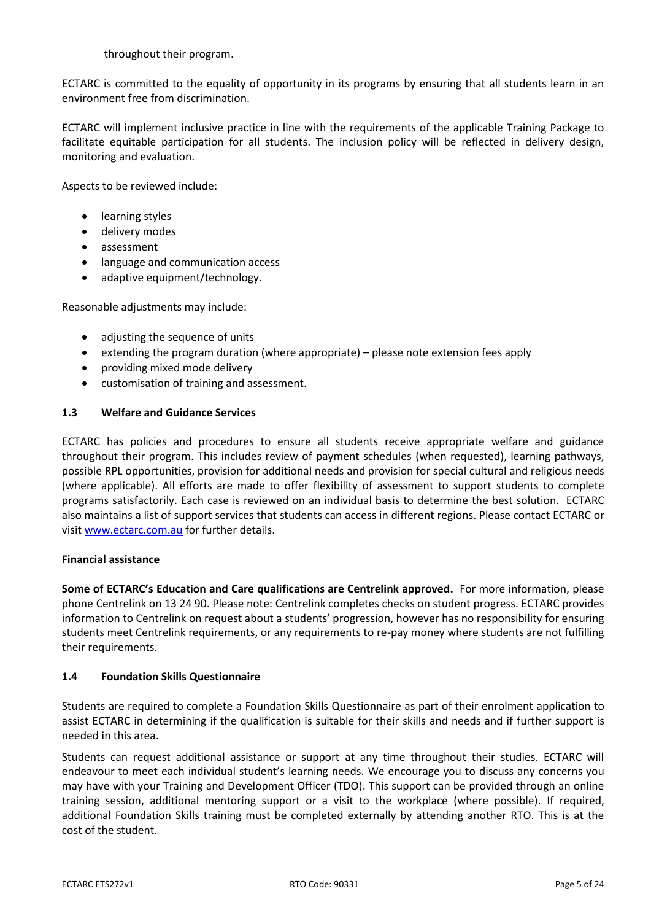throughout their program.

ECTARC is committed to the equality of opportunity in its programs by ensuring that all students learn in an environment free from discrimination.

ECTARC will implement inclusive practice in line with the requirements of the applicable Training Package to facilitate equitable participation for all students. The inclusion policy will be reflected in delivery design, monitoring and evaluation.

Aspects to be reviewed include:

- learning styles
- delivery modes
- assessment
- language and communication access
- adaptive equipment/technology.

Reasonable adjustments may include:

- adjusting the sequence of units
- extending the program duration (where appropriate) – please note extension fees apply
- providing mixed mode delivery
- customisation of training and assessment.

### 1.3 Welfare and Guidance Services

ECTARC has policies and procedures to ensure all students receive appropriate welfare and guidance throughout their program. This includes review of payment schedules (when requested), learning pathways, possible RPL opportunities, provision for additional needs and provision for special cultural and religious needs (where applicable). All efforts are made to offer flexibility of assessment to support students to complete programs satisfactorily. Each case is reviewed on an individual basis to determine the best solution. ECTARC also maintains a list of support services that students can access in different regions. Please contact ECTARC or visit [www.ectarc.com.au](http://www.ectarc.com.au) for further details.

**Financial assistance**

**Some of ECTARC's Education and Care qualifications are Centrelink approved.** For more information, please phone Centrelink on 13 24 90. Please note: Centrelink completes checks on student progress. ECTARC provides information to Centrelink on request about a students' progression, however has no responsibility for ensuring students meet Centrelink requirements, or any requirements to re-pay money where students are not fulfilling their requirements.

### 1.4 Foundation Skills Questionnaire

Students are required to complete a Foundation Skills Questionnaire as part of their enrolment application to assist ECTARC in determining if the qualification is suitable for their skills and needs and if further support is needed in this area.

Students can request additional assistance or support at any time throughout their studies. ECTARC will endeavour to meet each individual student's learning needs. We encourage you to discuss any concerns you may have with your Training and Development Officer (TDO). This support can be provided through an online training session, additional mentoring support or a visit to the workplace (where possible). If required, additional Foundation Skills training must be completed externally by attending another RTO. This is at the cost of the student.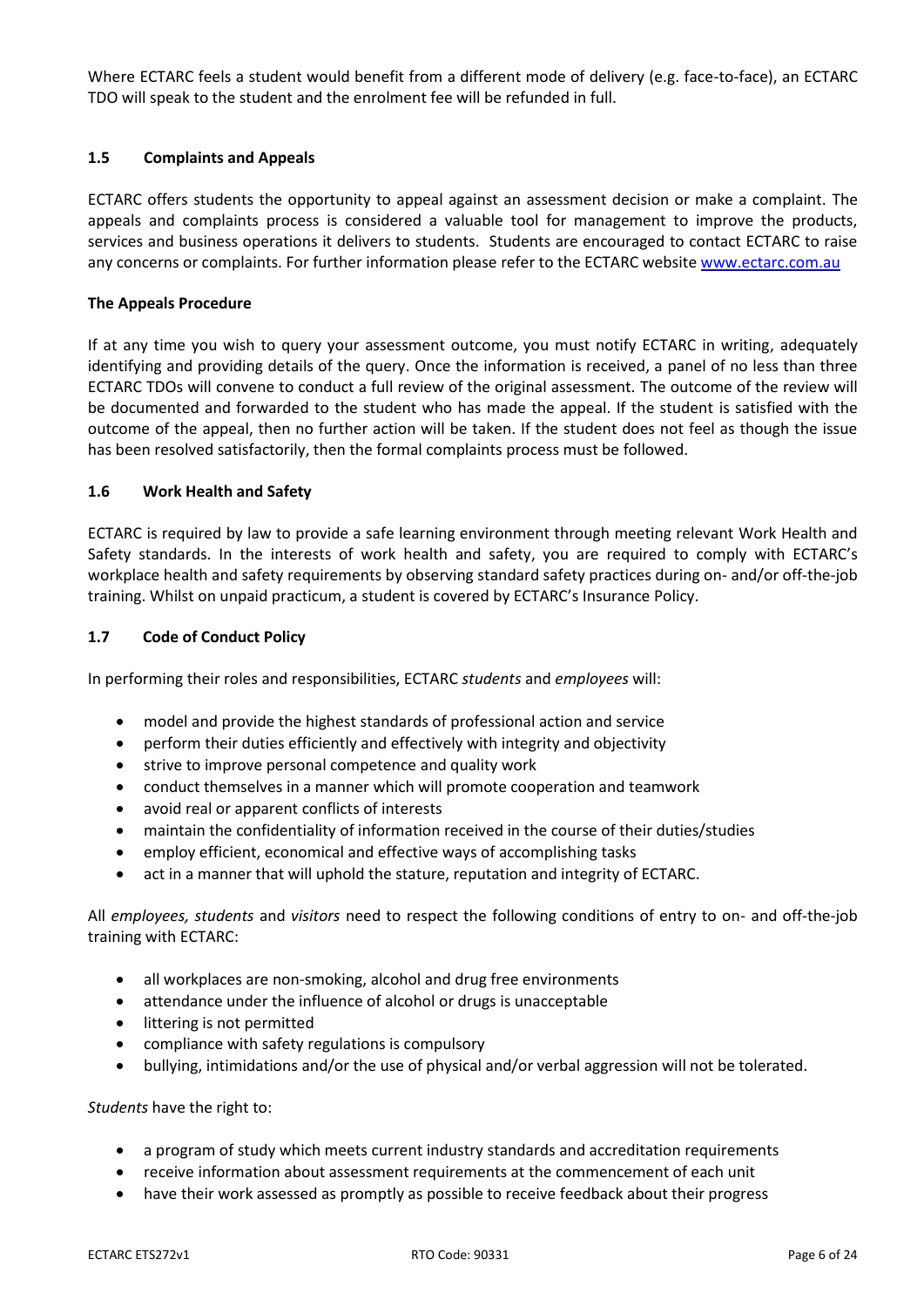Where ECTARC feels a student would benefit from a different mode of delivery (e.g. face-to-face), an ECTARC TDO will speak to the student and the enrolment fee will be refunded in full.

### 1.5 Complaints and Appeals

ECTARC offers students the opportunity to appeal against an assessment decision or make a complaint. The appeals and complaints process is considered a valuable tool for management to improve the products, services and business operations it delivers to students. Students are encouraged to contact ECTARC to raise any concerns or complaints. For further information please refer to the ECTARC website [www.ectarc.com.au](www.ectarc.com.au)

**The Appeals Procedure**

If at any time you wish to query your assessment outcome, you must notify ECTARC in writing, adequately identifying and providing details of the query. Once the information is received, a panel of no less than three ECTARC TDOs will convene to conduct a full review of the original assessment. The outcome of the review will be documented and forwarded to the student who has made the appeal. If the student is satisfied with the outcome of the appeal, then no further action will be taken. If the student does not feel as though the issue has been resolved satisfactorily, then the formal complaints process must be followed.

### 1.6 Work Health and Safety

ECTARC is required by law to provide a safe learning environment through meeting relevant Work Health and Safety standards. In the interests of work health and safety, you are required to comply with ECTARC's workplace health and safety requirements by observing standard safety practices during on- and/or off-the-job training. Whilst on unpaid practicum, a student is covered by ECTARC's Insurance Policy.

### 1.7 Code of Conduct Policy

In performing their roles and responsibilities, ECTARC *students* and *employees* will:

- model and provide the highest standards of professional action and service
- perform their duties efficiently and effectively with integrity and objectivity
- strive to improve personal competence and quality work
- conduct themselves in a manner which will promote cooperation and teamwork
- avoid real or apparent conflicts of interests
- maintain the confidentiality of information received in the course of their duties/studies
- employ efficient, economical and effective ways of accomplishing tasks
- act in a manner that will uphold the stature, reputation and integrity of ECTARC.

All *employees, students* and *visitors* need to respect the following conditions of entry to on- and off-the-job training with ECTARC:

- all workplaces are non-smoking, alcohol and drug free environments
- attendance under the influence of alcohol or drugs is unacceptable
- littering is not permitted
- compliance with safety regulations is compulsory
- bullying, intimidations and/or the use of physical and/or verbal aggression will not be tolerated.

*Students* have the right to:

- a program of study which meets current industry standards and accreditation requirements
- receive information about assessment requirements at the commencement of each unit
- have their work assessed as promptly as possible to receive feedback about their progress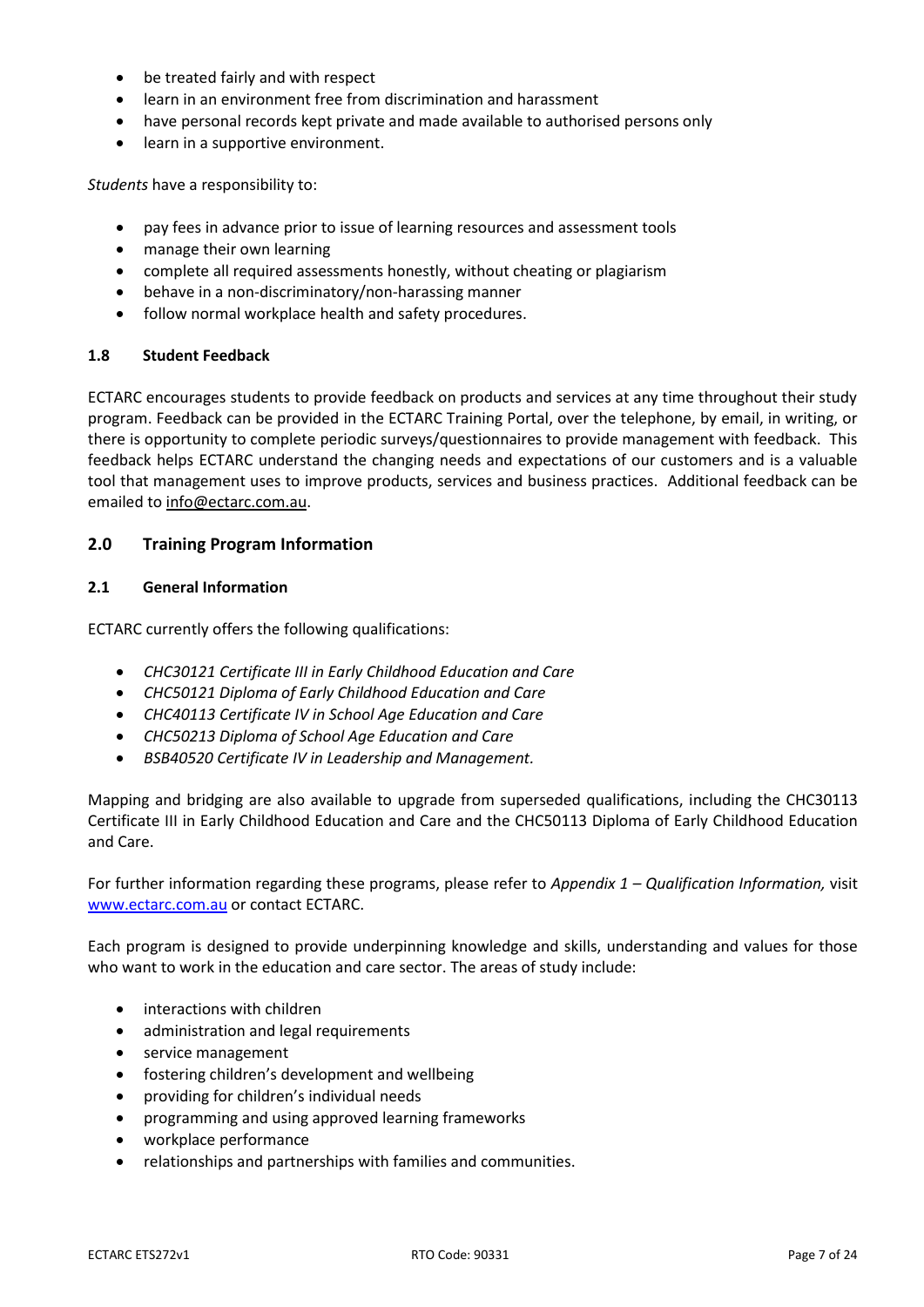- be treated fairly and with respect
- learn in an environment free from discrimination and harassment
- have personal records kept private and made available to authorised persons only
- learn in a supportive environment.

*Students* have a responsibility to:

- pay fees in advance prior to issue of learning resources and assessment tools
- manage their own learning
- complete all required assessments honestly, without cheating or plagiarism
- behave in a non-discriminatory/non-harassing manner
- follow normal workplace health and safety procedures.

### 1.8 Student Feedback

ECTARC encourages students to provide feedback on products and services at any time throughout their study program. Feedback can be provided in the ECTARC Training Portal, over the telephone, by email, in writing, or there is opportunity to complete periodic surveys/questionnaires to provide management with feedback. This feedback helps ECTARC understand the changing needs and expectations of our customers and is a valuable tool that management uses to improve products, services and business practices. Additional feedback can be emailed to info@ectarc.com.au.

## 2.0 Training Program Information

### 2.1 General Information

ECTARC currently offers the following qualifications:

- *CHC30121 Certificate III in Early Childhood Education and Care*
- *CHC50121 Diploma of Early Childhood Education and Care*
- *CHC40113 Certificate IV in School Age Education and Care*
- *CHC50213 Diploma of School Age Education and Care*
- *BSB40520 Certificate IV in Leadership and Management.*

Mapping and bridging are also available to upgrade from superseded qualifications, including the CHC30113 Certificate III in Early Childhood Education and Care and the CHC50113 Diploma of Early Childhood Education and Care.

For further information regarding these programs, please refer to *Appendix 1 – Qualification Information,* visit www.ectarc.com.au or contact ECTARC.

Each program is designed to provide underpinning knowledge and skills, understanding and values for those who want to work in the education and care sector. The areas of study include:

- interactions with children
- administration and legal requirements
- service management
- fostering children's development and wellbeing
- providing for children's individual needs
- programming and using approved learning frameworks
- workplace performance
- relationships and partnerships with families and communities.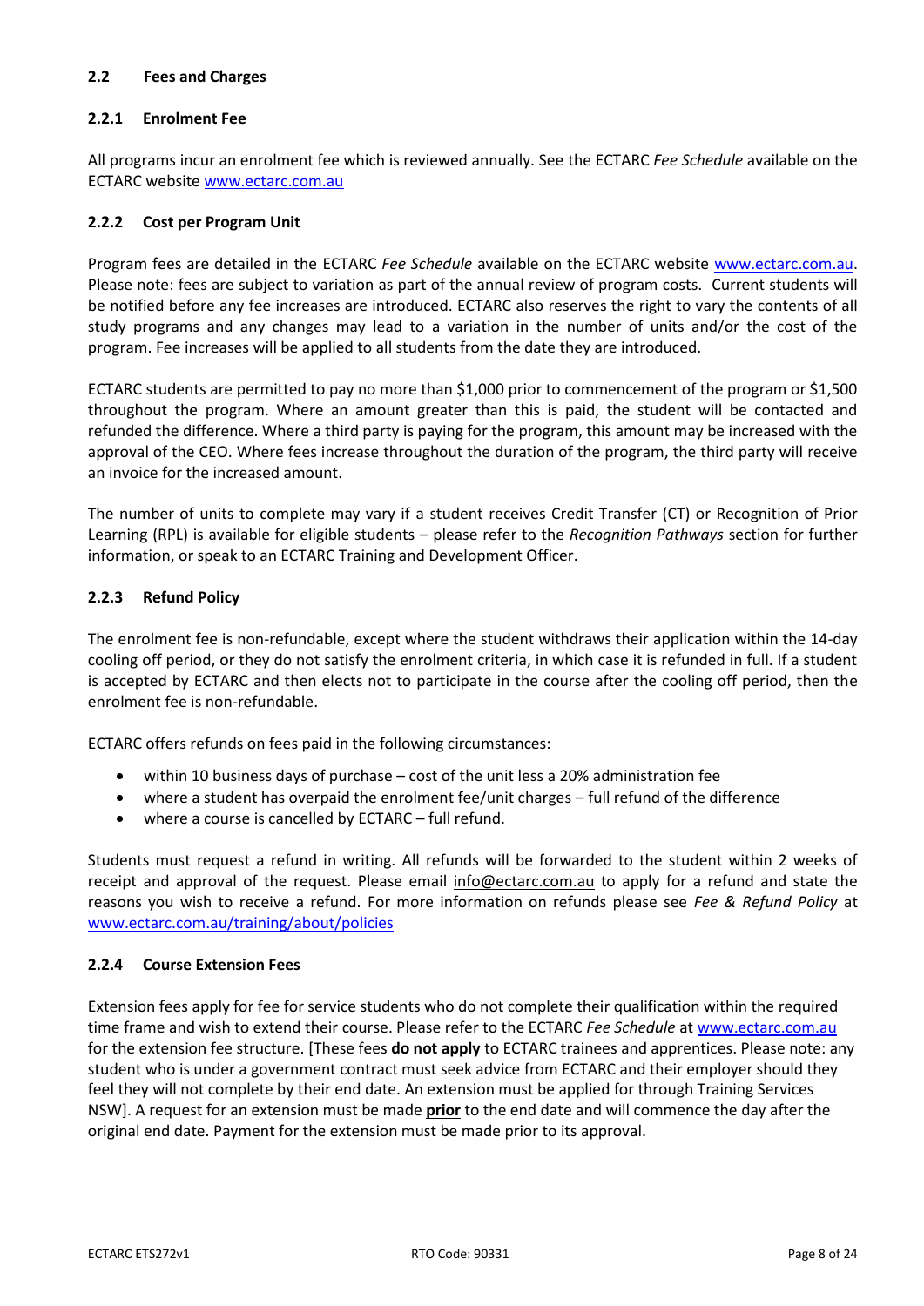## 2.2 Fees and Charges

### 2.2.1 Enrolment Fee

All programs incur an enrolment fee which is reviewed annually. See the ECTARC *Fee Schedule* available on the ECTARC website www.ectarc.com.au

### 2.2.2 Cost per Program Unit

Program fees are detailed in the ECTARC *Fee Schedule* available on the ECTARC website www.ectarc.com.au. Please note: fees are subject to variation as part of the annual review of program costs. Current students will be notified before any fee increases are introduced. ECTARC also reserves the right to vary the contents of all study programs and any changes may lead to a variation in the number of units and/or the cost of the program. Fee increases will be applied to all students from the date they are introduced.

ECTARC students are permitted to pay no more than $1,000 prior to commencement of the program or $1,500 throughout the program. Where an amount greater than this is paid, the student will be contacted and refunded the difference. Where a third party is paying for the program, this amount may be increased with the approval of the CEO. Where fees increase throughout the duration of the program, the third party will receive an invoice for the increased amount.

The number of units to complete may vary if a student receives Credit Transfer (CT) or Recognition of Prior Learning (RPL) is available for eligible students – please refer to the *Recognition Pathways* section for further information, or speak to an ECTARC Training and Development Officer.

### 2.2.3 Refund Policy

The enrolment fee is non-refundable, except where the student withdraws their application within the 14-day cooling off period, or they do not satisfy the enrolment criteria, in which case it is refunded in full. If a student is accepted by ECTARC and then elects not to participate in the course after the cooling off period, then the enrolment fee is non-refundable.

ECTARC offers refunds on fees paid in the following circumstances:

- within 10 business days of purchase – cost of the unit less a 20% administration fee
- where a student has overpaid the enrolment fee/unit charges – full refund of the difference
- where a course is cancelled by ECTARC – full refund.

Students must request a refund in writing. All refunds will be forwarded to the student within 2 weeks of receipt and approval of the request. Please email info@ectarc.com.au to apply for a refund and state the reasons you wish to receive a refund. For more information on refunds please see *Fee & Refund Policy* at www.ectarc.com.au/training/about/policies

### 2.2.4 Course Extension Fees

Extension fees apply for fee for service students who do not complete their qualification within the required time frame and wish to extend their course. Please refer to the ECTARC *Fee Schedule* at www.ectarc.com.au for the extension fee structure. [These fees **do not apply** to ECTARC trainees and apprentices. Please note: any student who is under a government contract must seek advice from ECTARC and their employer should they feel they will not complete by their end date. An extension must be applied for through Training Services NSW]. A request for an extension must be made **prior** to the end date and will commence the day after the original end date. Payment for the extension must be made prior to its approval.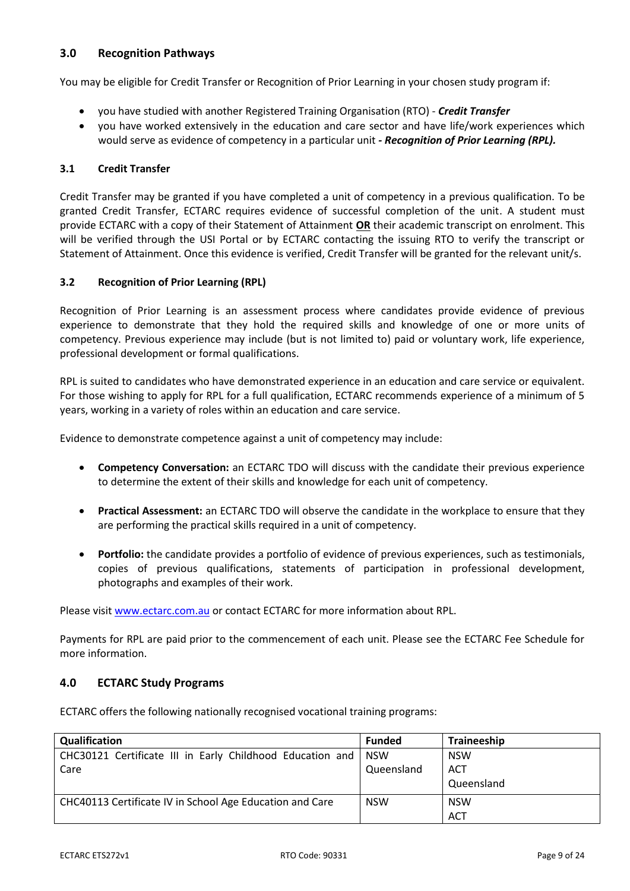## 3.0 Recognition Pathways

You may be eligible for Credit Transfer or Recognition of Prior Learning in your chosen study program if:

- you have studied with another Registered Training Organisation (RTO) - ***Credit Transfer***
- you have worked extensively in the education and care sector and have life/work experiences which would serve as evidence of competency in a particular unit ***- Recognition of Prior Learning (RPL).***

### 3.1 Credit Transfer

Credit Transfer may be granted if you have completed a unit of competency in a previous qualification. To be granted Credit Transfer, ECTARC requires evidence of successful completion of the unit. A student must provide ECTARC with a copy of their Statement of Attainment **OR** their academic transcript on enrolment. This will be verified through the USI Portal or by ECTARC contacting the issuing RTO to verify the transcript or Statement of Attainment. Once this evidence is verified, Credit Transfer will be granted for the relevant unit/s.

### 3.2 Recognition of Prior Learning (RPL)

Recognition of Prior Learning is an assessment process where candidates provide evidence of previous experience to demonstrate that they hold the required skills and knowledge of one or more units of competency. Previous experience may include (but is not limited to) paid or voluntary work, life experience, professional development or formal qualifications.

RPL is suited to candidates who have demonstrated experience in an education and care service or equivalent. For those wishing to apply for RPL for a full qualification, ECTARC recommends experience of a minimum of 5 years, working in a variety of roles within an education and care service.

Evidence to demonstrate competence against a unit of competency may include:

- **Competency Conversation:** an ECTARC TDO will discuss with the candidate their previous experience to determine the extent of their skills and knowledge for each unit of competency.
- **Practical Assessment:** an ECTARC TDO will observe the candidate in the workplace to ensure that they are performing the practical skills required in a unit of competency.
- **Portfolio:** the candidate provides a portfolio of evidence of previous experiences, such as testimonials, copies of previous qualifications, statements of participation in professional development, photographs and examples of their work.

Please visit www.ectarc.com.au or contact ECTARC for more information about RPL.

Payments for RPL are paid prior to the commencement of each unit. Please see the ECTARC Fee Schedule for more information.

## 4.0 ECTARC Study Programs

ECTARC offers the following nationally recognised vocational training programs:

| Qualification | Funded | Traineeship |
|---|---|---|
| CHC30121 Certificate III in Early Childhood Education and Care | NSW<br>Queensland | NSW<br>ACT<br>Queensland |
| CHC40113 Certificate IV in School Age Education and Care | NSW | NSW<br>ACT |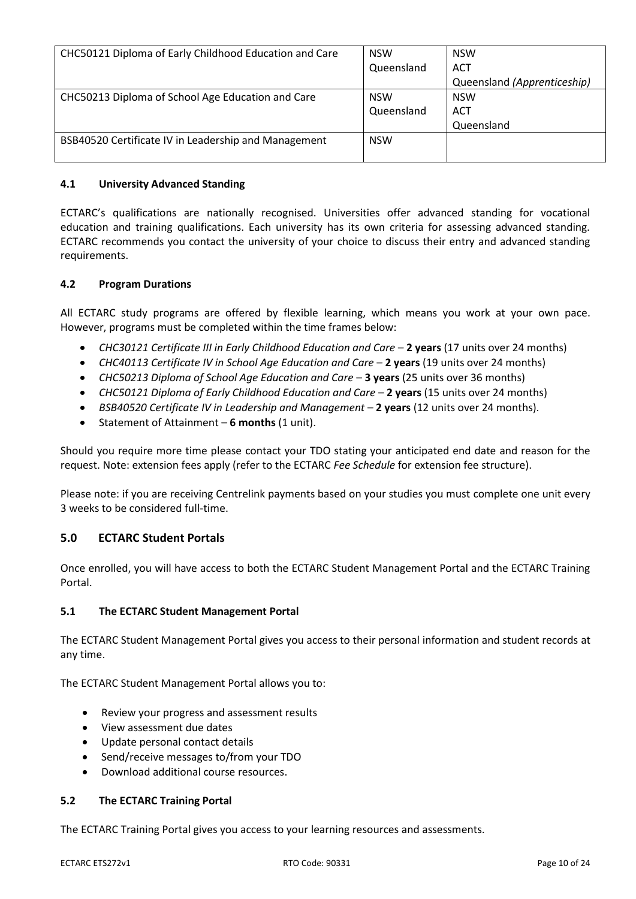| | | |
|---|---|---|
| CHC50121 Diploma of Early Childhood Education and Care | NSW<br>Queensland | NSW<br>ACT<br>Queensland *(Apprenticeship)* |
| CHC50213 Diploma of School Age Education and Care | NSW<br>Queensland | NSW<br>ACT<br>Queensland |
| BSB40520 Certificate IV in Leadership and Management | NSW | |

### 4.1 University Advanced Standing

ECTARC's qualifications are nationally recognised. Universities offer advanced standing for vocational education and training qualifications. Each university has its own criteria for assessing advanced standing. ECTARC recommends you contact the university of your choice to discuss their entry and advanced standing requirements.

### 4.2 Program Durations

All ECTARC study programs are offered by flexible learning, which means you work at your own pace. However, programs must be completed within the time frames below:

- *CHC30121 Certificate III in Early Childhood Education and Care* – **2 years** (17 units over 24 months)
- *CHC40113 Certificate IV in School Age Education and Care* – **2 years** (19 units over 24 months)
- *CHC50213 Diploma of School Age Education and Care* – **3 years** (25 units over 36 months)
- *CHC50121 Diploma of Early Childhood Education and Care* – **2 years** (15 units over 24 months)
- *BSB40520 Certificate IV in Leadership and Management* – **2 years** (12 units over 24 months).
- Statement of Attainment – **6 months** (1 unit).

Should you require more time please contact your TDO stating your anticipated end date and reason for the request. Note: extension fees apply (refer to the ECTARC *Fee Schedule* for extension fee structure).

Please note: if you are receiving Centrelink payments based on your studies you must complete one unit every 3 weeks to be considered full-time.

## 5.0 ECTARC Student Portals

Once enrolled, you will have access to both the ECTARC Student Management Portal and the ECTARC Training Portal.

### 5.1 The ECTARC Student Management Portal

The ECTARC Student Management Portal gives you access to their personal information and student records at any time.

The ECTARC Student Management Portal allows you to:

- Review your progress and assessment results
- View assessment due dates
- Update personal contact details
- Send/receive messages to/from your TDO
- Download additional course resources.

### 5.2 The ECTARC Training Portal

The ECTARC Training Portal gives you access to your learning resources and assessments.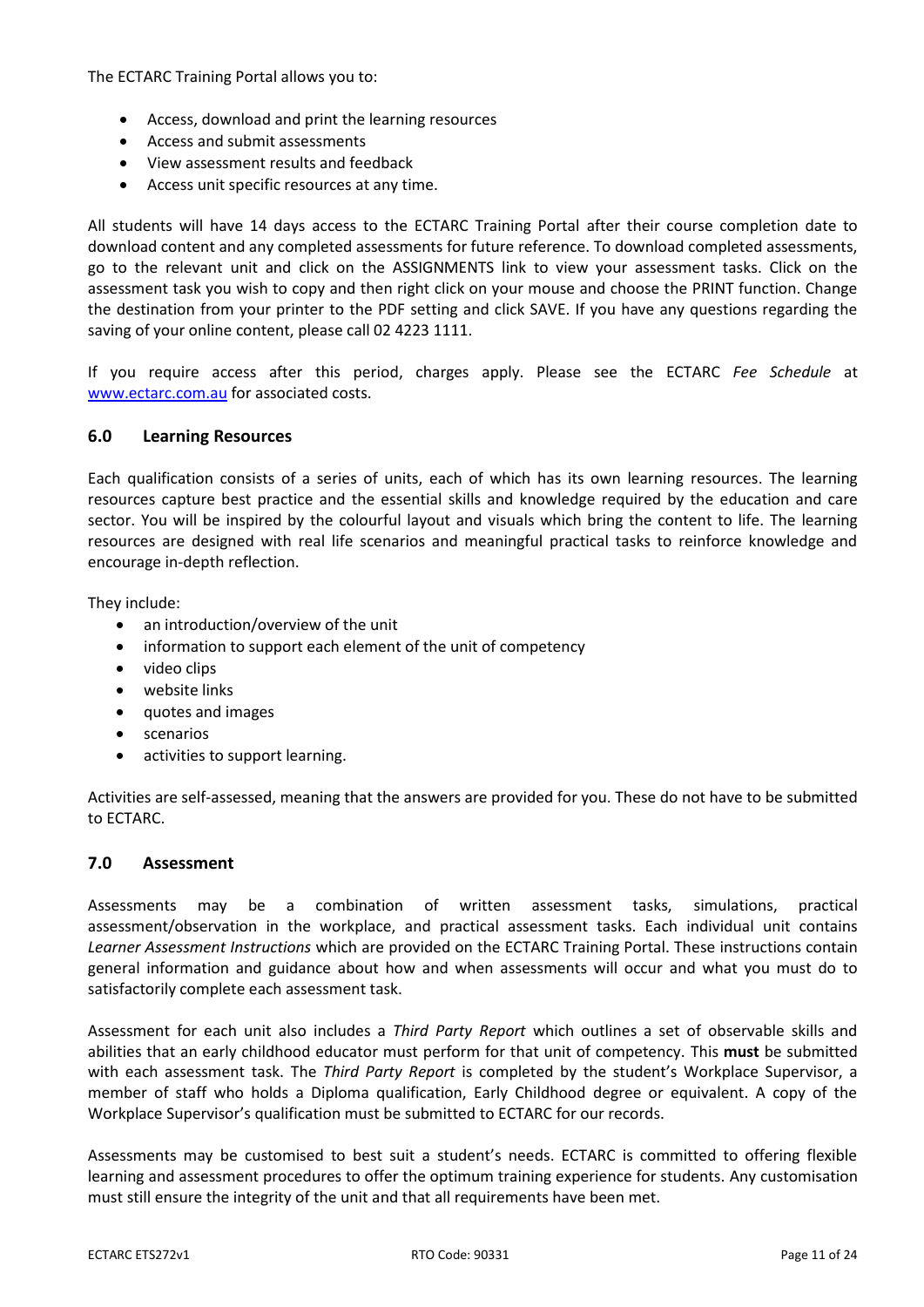The ECTARC Training Portal allows you to:

- Access, download and print the learning resources
- Access and submit assessments
- View assessment results and feedback
- Access unit specific resources at any time.

All students will have 14 days access to the ECTARC Training Portal after their course completion date to download content and any completed assessments for future reference. To download completed assessments, go to the relevant unit and click on the ASSIGNMENTS link to view your assessment tasks. Click on the assessment task you wish to copy and then right click on your mouse and choose the PRINT function. Change the destination from your printer to the PDF setting and click SAVE. If you have any questions regarding the saving of your online content, please call 02 4223 1111.

If you require access after this period, charges apply. Please see the ECTARC *Fee Schedule* at www.ectarc.com.au for associated costs.

## 6.0 Learning Resources

Each qualification consists of a series of units, each of which has its own learning resources. The learning resources capture best practice and the essential skills and knowledge required by the education and care sector. You will be inspired by the colourful layout and visuals which bring the content to life. The learning resources are designed with real life scenarios and meaningful practical tasks to reinforce knowledge and encourage in-depth reflection.

They include:

- an introduction/overview of the unit
- information to support each element of the unit of competency
- video clips
- website links
- quotes and images
- scenarios
- activities to support learning.

Activities are self-assessed, meaning that the answers are provided for you. These do not have to be submitted to ECTARC.

## 7.0 Assessment

Assessments may be a combination of written assessment tasks, simulations, practical assessment/observation in the workplace, and practical assessment tasks. Each individual unit contains *Learner Assessment Instructions* which are provided on the ECTARC Training Portal. These instructions contain general information and guidance about how and when assessments will occur and what you must do to satisfactorily complete each assessment task.

Assessment for each unit also includes a *Third Party Report* which outlines a set of observable skills and abilities that an early childhood educator must perform for that unit of competency. This **must** be submitted with each assessment task. The *Third Party Report* is completed by the student's Workplace Supervisor, a member of staff who holds a Diploma qualification, Early Childhood degree or equivalent. A copy of the Workplace Supervisor's qualification must be submitted to ECTARC for our records.

Assessments may be customised to best suit a student's needs. ECTARC is committed to offering flexible learning and assessment procedures to offer the optimum training experience for students. Any customisation must still ensure the integrity of the unit and that all requirements have been met.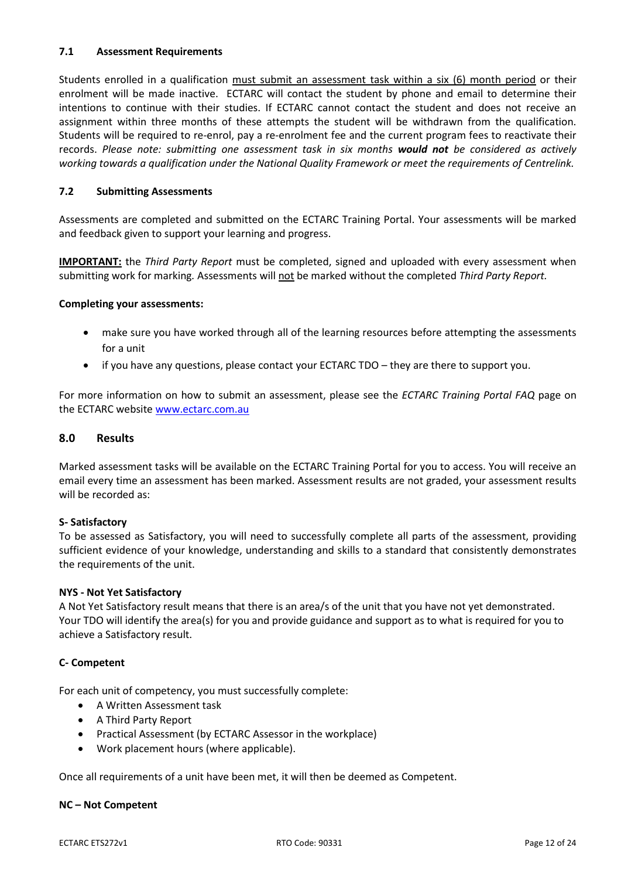### 7.1 Assessment Requirements

Students enrolled in a qualification must submit an assessment task within a six (6) month period or their enrolment will be made inactive. ECTARC will contact the student by phone and email to determine their intentions to continue with their studies. If ECTARC cannot contact the student and does not receive an assignment within three months of these attempts the student will be withdrawn from the qualification. Students will be required to re-enrol, pay a re-enrolment fee and the current program fees to reactivate their records. *Please note: submitting one assessment task in six months **would not** be considered as actively working towards a qualification under the National Quality Framework or meet the requirements of Centrelink.*

### 7.2 Submitting Assessments

Assessments are completed and submitted on the ECTARC Training Portal. Your assessments will be marked and feedback given to support your learning and progress.

**IMPORTANT:** the *Third Party Report* must be completed, signed and uploaded with every assessment when submitting work for marking. Assessments will not be marked without the completed *Third Party Report.*

**Completing your assessments:**

- make sure you have worked through all of the learning resources before attempting the assessments for a unit
- if you have any questions, please contact your ECTARC TDO – they are there to support you.

For more information on how to submit an assessment, please see the *ECTARC Training Portal FAQ* page on the ECTARC website www.ectarc.com.au

## 8.0 Results

Marked assessment tasks will be available on the ECTARC Training Portal for you to access. You will receive an email every time an assessment has been marked. Assessment results are not graded, your assessment results will be recorded as:

**S- Satisfactory**
To be assessed as Satisfactory, you will need to successfully complete all parts of the assessment, providing sufficient evidence of your knowledge, understanding and skills to a standard that consistently demonstrates the requirements of the unit.

**NYS - Not Yet Satisfactory**
A Not Yet Satisfactory result means that there is an area/s of the unit that you have not yet demonstrated. Your TDO will identify the area(s) for you and provide guidance and support as to what is required for you to achieve a Satisfactory result.

**C- Competent**

For each unit of competency, you must successfully complete:

- A Written Assessment task
- A Third Party Report
- Practical Assessment (by ECTARC Assessor in the workplace)
- Work placement hours (where applicable).

Once all requirements of a unit have been met, it will then be deemed as Competent.

**NC – Not Competent**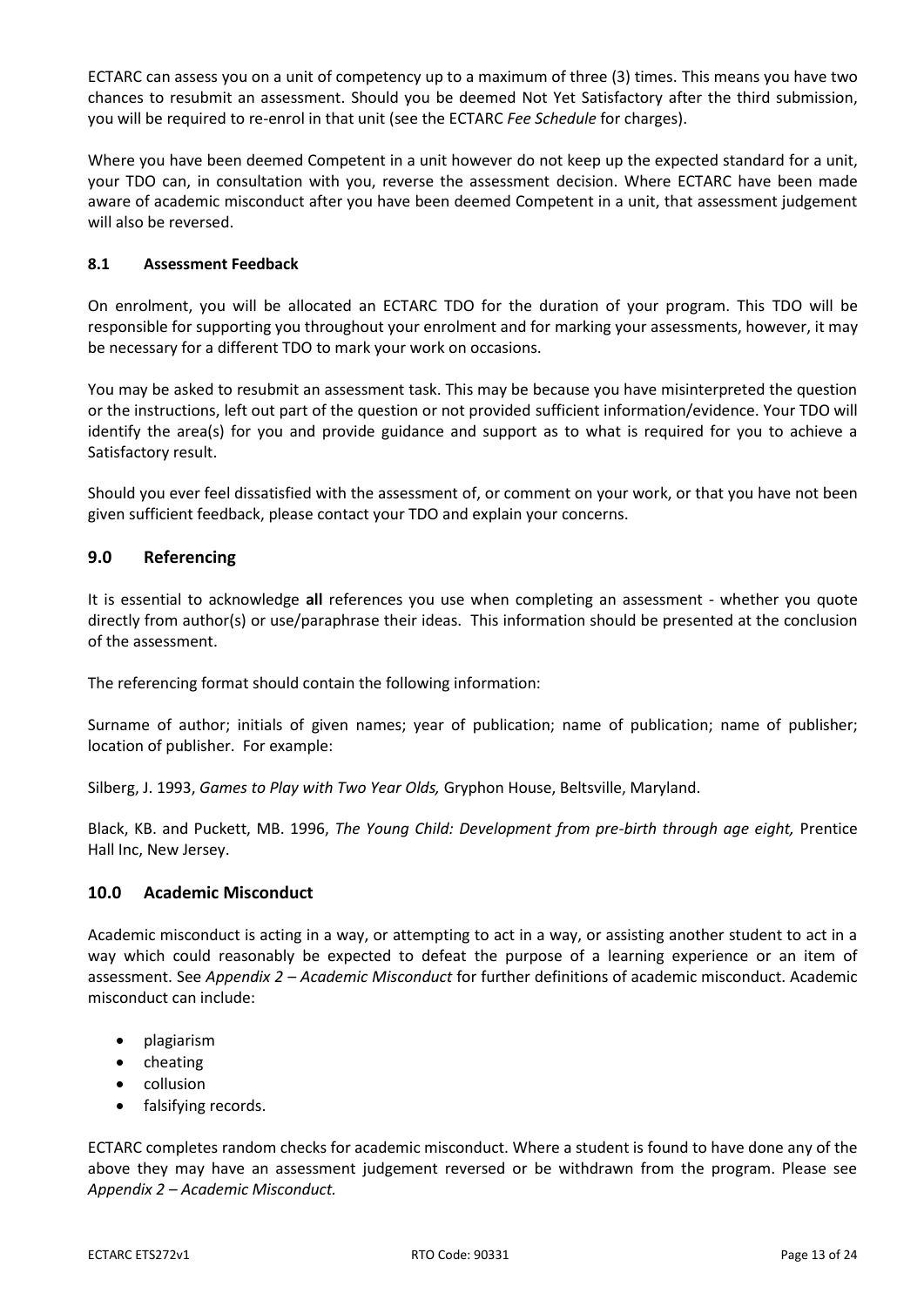ECTARC can assess you on a unit of competency up to a maximum of three (3) times. This means you have two chances to resubmit an assessment. Should you be deemed Not Yet Satisfactory after the third submission, you will be required to re-enrol in that unit (see the ECTARC *Fee Schedule* for charges).

Where you have been deemed Competent in a unit however do not keep up the expected standard for a unit, your TDO can, in consultation with you, reverse the assessment decision. Where ECTARC have been made aware of academic misconduct after you have been deemed Competent in a unit, that assessment judgement will also be reversed.

### 8.1 Assessment Feedback

On enrolment, you will be allocated an ECTARC TDO for the duration of your program. This TDO will be responsible for supporting you throughout your enrolment and for marking your assessments, however, it may be necessary for a different TDO to mark your work on occasions.

You may be asked to resubmit an assessment task. This may be because you have misinterpreted the question or the instructions, left out part of the question or not provided sufficient information/evidence. Your TDO will identify the area(s) for you and provide guidance and support as to what is required for you to achieve a Satisfactory result.

Should you ever feel dissatisfied with the assessment of, or comment on your work, or that you have not been given sufficient feedback, please contact your TDO and explain your concerns.

## 9.0 Referencing

It is essential to acknowledge **all** references you use when completing an assessment - whether you quote directly from author(s) or use/paraphrase their ideas. This information should be presented at the conclusion of the assessment.

The referencing format should contain the following information:

Surname of author; initials of given names; year of publication; name of publication; name of publisher; location of publisher. For example:

Silberg, J. 1993, *Games to Play with Two Year Olds,* Gryphon House, Beltsville, Maryland.

Black, KB. and Puckett, MB. 1996, *The Young Child: Development from pre-birth through age eight,* Prentice Hall Inc, New Jersey.

## 10.0 Academic Misconduct

Academic misconduct is acting in a way, or attempting to act in a way, or assisting another student to act in a way which could reasonably be expected to defeat the purpose of a learning experience or an item of assessment. See *Appendix 2 – Academic Misconduct* for further definitions of academic misconduct. Academic misconduct can include:

- plagiarism
- cheating
- collusion
- falsifying records.

ECTARC completes random checks for academic misconduct. Where a student is found to have done any of the above they may have an assessment judgement reversed or be withdrawn from the program. Please see *Appendix 2 – Academic Misconduct.*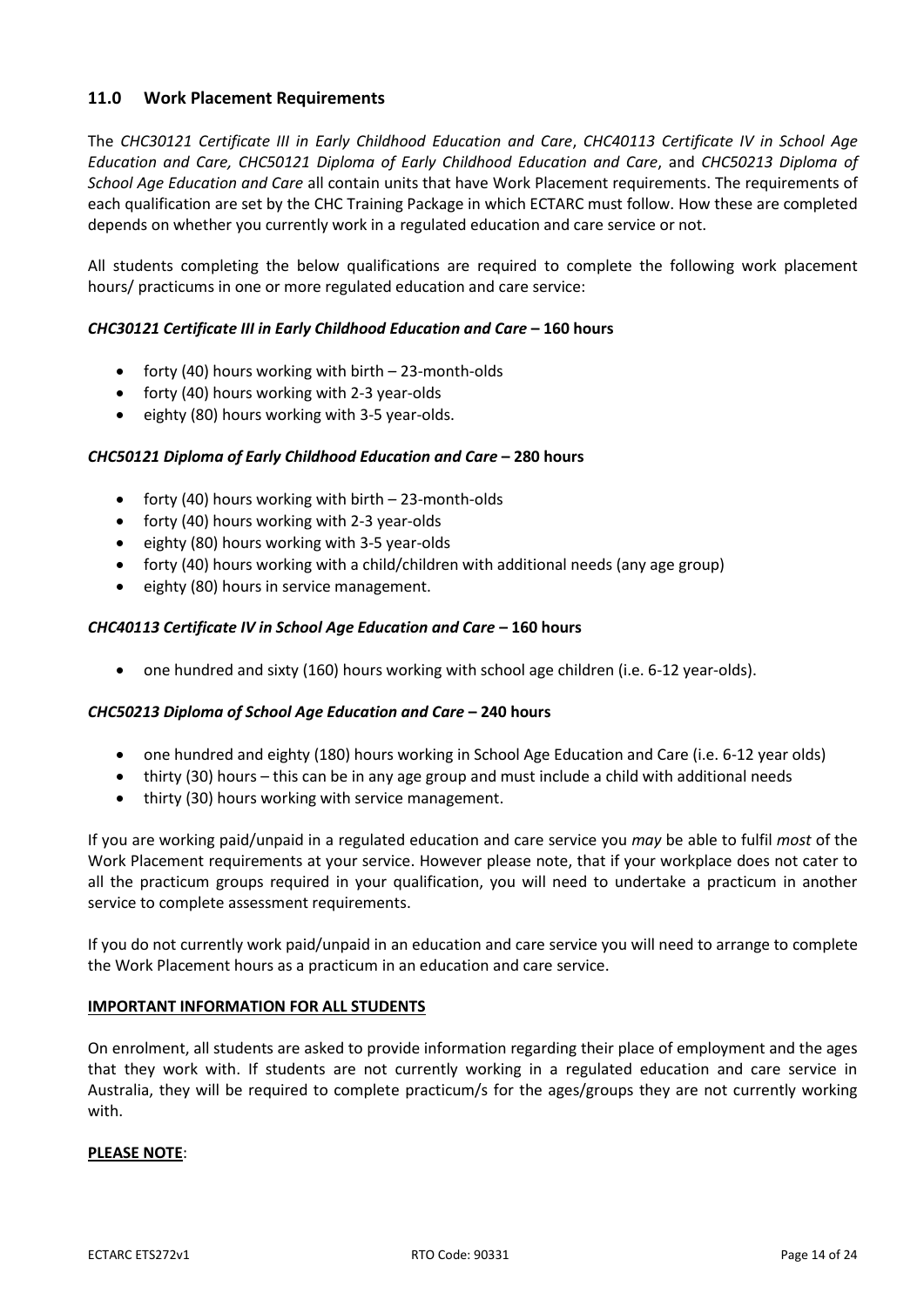## 11.0 Work Placement Requirements

The *CHC30121 Certificate III in Early Childhood Education and Care*, *CHC40113 Certificate IV in School Age Education and Care, CHC50121 Diploma of Early Childhood Education and Care*, and *CHC50213 Diploma of School Age Education and Care* all contain units that have Work Placement requirements. The requirements of each qualification are set by the CHC Training Package in which ECTARC must follow. How these are completed depends on whether you currently work in a regulated education and care service or not.

All students completing the below qualifications are required to complete the following work placement hours/ practicums in one or more regulated education and care service:

#### *CHC30121 Certificate III in Early Childhood Education and Care* – 160 hours

- forty (40) hours working with birth – 23-month-olds
- forty (40) hours working with 2-3 year-olds
- eighty (80) hours working with 3-5 year-olds.

#### *CHC50121 Diploma of Early Childhood Education and Care* – 280 hours

- forty (40) hours working with birth – 23-month-olds
- forty (40) hours working with 2-3 year-olds
- eighty (80) hours working with 3-5 year-olds
- forty (40) hours working with a child/children with additional needs (any age group)
- eighty (80) hours in service management.

#### *CHC40113 Certificate IV in School Age Education and Care* – 160 hours

- one hundred and sixty (160) hours working with school age children (i.e. 6-12 year-olds).

#### *CHC50213 Diploma of School Age Education and Care* – 240 hours

- one hundred and eighty (180) hours working in School Age Education and Care (i.e. 6-12 year olds)
- thirty (30) hours – this can be in any age group and must include a child with additional needs
- thirty (30) hours working with service management.

If you are working paid/unpaid in a regulated education and care service you *may* be able to fulfil *most* of the Work Placement requirements at your service. However please note, that if your workplace does not cater to all the practicum groups required in your qualification, you will need to undertake a practicum in another service to complete assessment requirements.

If you do not currently work paid/unpaid in an education and care service you will need to arrange to complete the Work Placement hours as a practicum in an education and care service.

**IMPORTANT INFORMATION FOR ALL STUDENTS**

On enrolment, all students are asked to provide information regarding their place of employment and the ages that they work with. If students are not currently working in a regulated education and care service in Australia, they will be required to complete practicum/s for the ages/groups they are not currently working with.

**PLEASE NOTE**: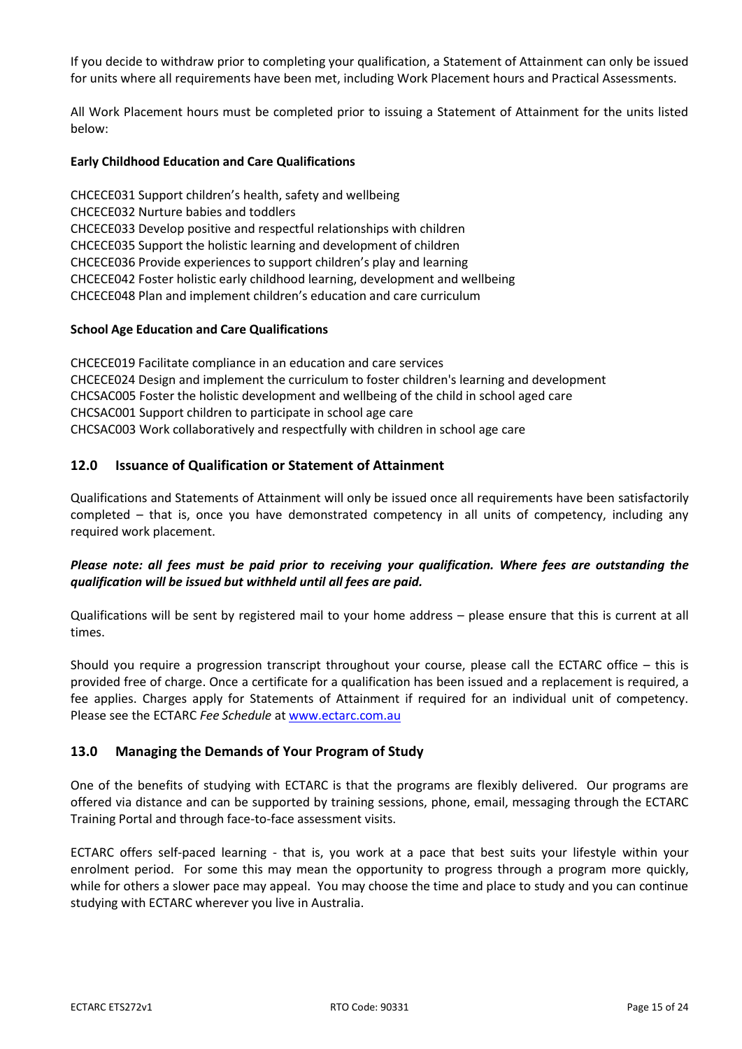If you decide to withdraw prior to completing your qualification, a Statement of Attainment can only be issued for units where all requirements have been met, including Work Placement hours and Practical Assessments.

All Work Placement hours must be completed prior to issuing a Statement of Attainment for the units listed below:

**Early Childhood Education and Care Qualifications**

CHCECE031 Support children's health, safety and wellbeing
CHCECE032 Nurture babies and toddlers
CHCECE033 Develop positive and respectful relationships with children
CHCECE035 Support the holistic learning and development of children
CHCECE036 Provide experiences to support children's play and learning
CHCECE042 Foster holistic early childhood learning, development and wellbeing
CHCECE048 Plan and implement children's education and care curriculum

**School Age Education and Care Qualifications**

CHCECE019 Facilitate compliance in an education and care services
CHCECE024 Design and implement the curriculum to foster children's learning and development
CHCSAC005 Foster the holistic development and wellbeing of the child in school aged care
CHCSAC001 Support children to participate in school age care
CHCSAC003 Work collaboratively and respectfully with children in school age care

## 12.0 Issuance of Qualification or Statement of Attainment

Qualifications and Statements of Attainment will only be issued once all requirements have been satisfactorily completed – that is, once you have demonstrated competency in all units of competency, including any required work placement.

***Please note: all fees must be paid prior to receiving your qualification. Where fees are outstanding the qualification will be issued but withheld until all fees are paid.***

Qualifications will be sent by registered mail to your home address – please ensure that this is current at all times.

Should you require a progression transcript throughout your course, please call the ECTARC office – this is provided free of charge. Once a certificate for a qualification has been issued and a replacement is required, a fee applies. Charges apply for Statements of Attainment if required for an individual unit of competency. Please see the ECTARC *Fee Schedule* at www.ectarc.com.au

## 13.0 Managing the Demands of Your Program of Study

One of the benefits of studying with ECTARC is that the programs are flexibly delivered. Our programs are offered via distance and can be supported by training sessions, phone, email, messaging through the ECTARC Training Portal and through face-to-face assessment visits.

ECTARC offers self-paced learning - that is, you work at a pace that best suits your lifestyle within your enrolment period. For some this may mean the opportunity to progress through a program more quickly, while for others a slower pace may appeal. You may choose the time and place to study and you can continue studying with ECTARC wherever you live in Australia.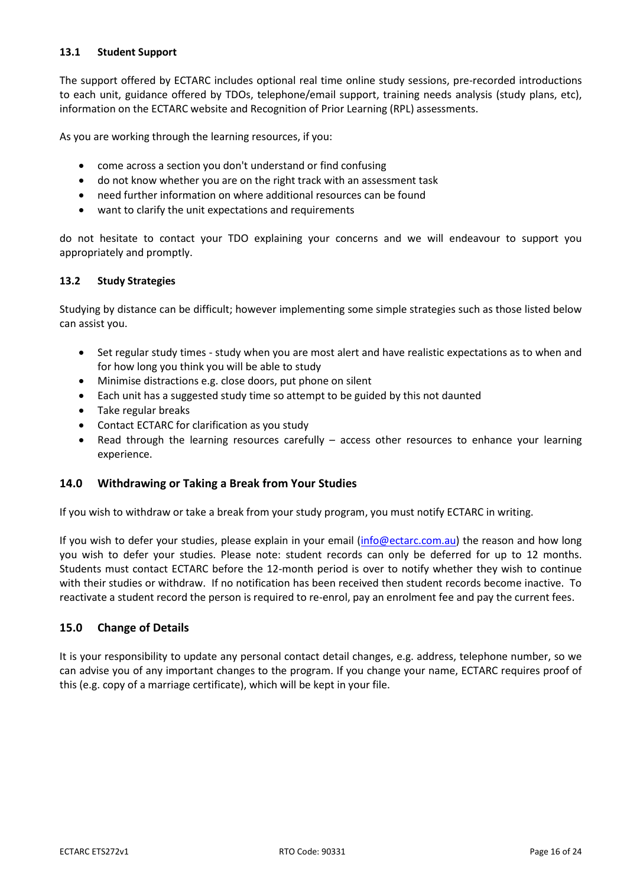### 13.1 Student Support

The support offered by ECTARC includes optional real time online study sessions, pre-recorded introductions to each unit, guidance offered by TDOs, telephone/email support, training needs analysis (study plans, etc), information on the ECTARC website and Recognition of Prior Learning (RPL) assessments.

As you are working through the learning resources, if you:

- come across a section you don't understand or find confusing
- do not know whether you are on the right track with an assessment task
- need further information on where additional resources can be found
- want to clarify the unit expectations and requirements

do not hesitate to contact your TDO explaining your concerns and we will endeavour to support you appropriately and promptly.

### 13.2 Study Strategies

Studying by distance can be difficult; however implementing some simple strategies such as those listed below can assist you.

- Set regular study times - study when you are most alert and have realistic expectations as to when and for how long you think you will be able to study
- Minimise distractions e.g. close doors, put phone on silent
- Each unit has a suggested study time so attempt to be guided by this not daunted
- Take regular breaks
- Contact ECTARC for clarification as you study
- Read through the learning resources carefully – access other resources to enhance your learning experience.

## 14.0 Withdrawing or Taking a Break from Your Studies

If you wish to withdraw or take a break from your study program, you must notify ECTARC in writing.

If you wish to defer your studies, please explain in your email (info@ectarc.com.au) the reason and how long you wish to defer your studies. Please note: student records can only be deferred for up to 12 months. Students must contact ECTARC before the 12-month period is over to notify whether they wish to continue with their studies or withdraw. If no notification has been received then student records become inactive. To reactivate a student record the person is required to re-enrol, pay an enrolment fee and pay the current fees.

## 15.0 Change of Details

It is your responsibility to update any personal contact detail changes, e.g. address, telephone number, so we can advise you of any important changes to the program. If you change your name, ECTARC requires proof of this (e.g. copy of a marriage certificate), which will be kept in your file.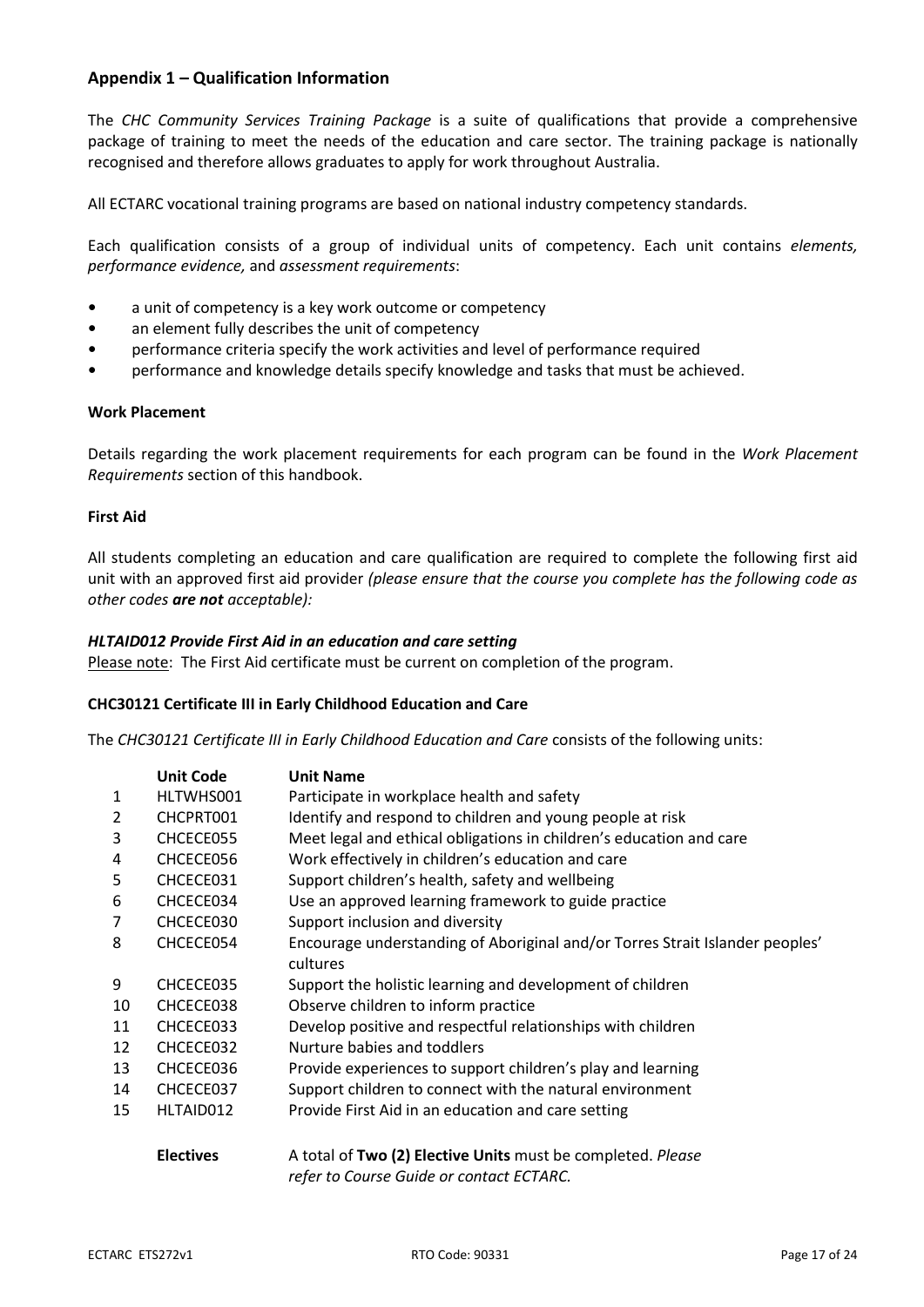## Appendix 1 – Qualification Information

The *CHC Community Services Training Package* is a suite of qualifications that provide a comprehensive package of training to meet the needs of the education and care sector. The training package is nationally recognised and therefore allows graduates to apply for work throughout Australia.

All ECTARC vocational training programs are based on national industry competency standards.

Each qualification consists of a group of individual units of competency. Each unit contains *elements, performance evidence,* and *assessment requirements*:

- a unit of competency is a key work outcome or competency
- an element fully describes the unit of competency
- performance criteria specify the work activities and level of performance required
- performance and knowledge details specify knowledge and tasks that must be achieved.

**Work Placement**

Details regarding the work placement requirements for each program can be found in the *Work Placement Requirements* section of this handbook.

**First Aid**

All students completing an education and care qualification are required to complete the following first aid unit with an approved first aid provider *(please ensure that the course you complete has the following code as other codes **are not** acceptable):*

***HLTAID012 Provide First Aid in an education and care setting***

Please note: The First Aid certificate must be current on completion of the program.

**CHC30121 Certificate III in Early Childhood Education and Care**

The *CHC30121 Certificate III in Early Childhood Education and Care* consists of the following units:

| | **Unit Code** | **Unit Name** |
|---|---|---|
| 1 | HLTWHS001 | Participate in workplace health and safety |
| 2 | CHCPRT001 | Identify and respond to children and young people at risk |
| 3 | CHCECE055 | Meet legal and ethical obligations in children's education and care |
| 4 | CHCECE056 | Work effectively in children's education and care |
| 5 | CHCECE031 | Support children's health, safety and wellbeing |
| 6 | CHCECE034 | Use an approved learning framework to guide practice |
| 7 | CHCECE030 | Support inclusion and diversity |
| 8 | CHCECE054 | Encourage understanding of Aboriginal and/or Torres Strait Islander peoples' cultures |
| 9 | CHCECE035 | Support the holistic learning and development of children |
| 10 | CHCECE038 | Observe children to inform practice |
| 11 | CHCECE033 | Develop positive and respectful relationships with children |
| 12 | CHCECE032 | Nurture babies and toddlers |
| 13 | CHCECE036 | Provide experiences to support children's play and learning |
| 14 | CHCECE037 | Support children to connect with the natural environment |
| 15 | HLTAID012 | Provide First Aid in an education and care setting |
| | **Electives** | A total of **Two (2) Elective Units** must be completed. *Please refer to Course Guide or contact ECTARC.* |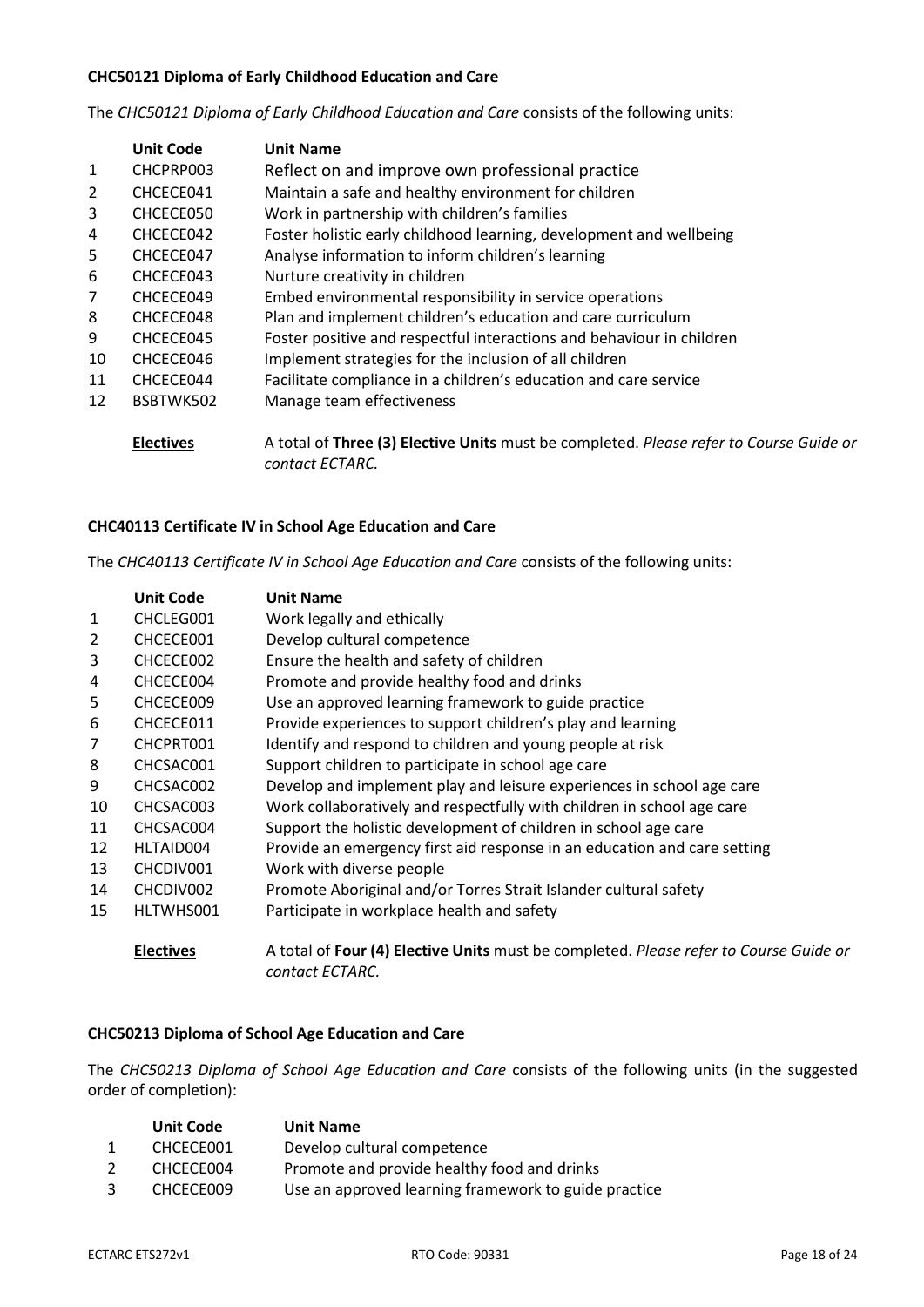**CHC50121 Diploma of Early Childhood Education and Care**

The *CHC50121 Diploma of Early Childhood Education and Care* consists of the following units:

| | Unit Code | Unit Name |
|---|---|---|
| 1 | CHCPRP003 | Reflect on and improve own professional practice |
| 2 | CHCECE041 | Maintain a safe and healthy environment for children |
| 3 | CHCECE050 | Work in partnership with children's families |
| 4 | CHCECE042 | Foster holistic early childhood learning, development and wellbeing |
| 5 | CHCECE047 | Analyse information to inform children's learning |
| 6 | CHCECE043 | Nurture creativity in children |
| 7 | CHCECE049 | Embed environmental responsibility in service operations |
| 8 | CHCECE048 | Plan and implement children's education and care curriculum |
| 9 | CHCECE045 | Foster positive and respectful interactions and behaviour in children |
| 10 | CHCECE046 | Implement strategies for the inclusion of all children |
| 11 | CHCECE044 | Facilitate compliance in a children's education and care service |
| 12 | BSBTWK502 | Manage team effectiveness |
| | **Electives** | A total of **Three (3) Elective Units** must be completed. *Please refer to Course Guide or contact ECTARC.* |

**CHC40113 Certificate IV in School Age Education and Care**

The *CHC40113 Certificate IV in School Age Education and Care* consists of the following units:

| | Unit Code | Unit Name |
|---|---|---|
| 1 | CHCLEG001 | Work legally and ethically |
| 2 | CHCECE001 | Develop cultural competence |
| 3 | CHCECE002 | Ensure the health and safety of children |
| 4 | CHCECE004 | Promote and provide healthy food and drinks |
| 5 | CHCECE009 | Use an approved learning framework to guide practice |
| 6 | CHCECE011 | Provide experiences to support children's play and learning |
| 7 | CHCPRT001 | Identify and respond to children and young people at risk |
| 8 | CHCSAC001 | Support children to participate in school age care |
| 9 | CHCSAC002 | Develop and implement play and leisure experiences in school age care |
| 10 | CHCSAC003 | Work collaboratively and respectfully with children in school age care |
| 11 | CHCSAC004 | Support the holistic development of children in school age care |
| 12 | HLTAID004 | Provide an emergency first aid response in an education and care setting |
| 13 | CHCDIV001 | Work with diverse people |
| 14 | CHCDIV002 | Promote Aboriginal and/or Torres Strait Islander cultural safety |
| 15 | HLTWHS001 | Participate in workplace health and safety |
| | **Electives** | A total of **Four (4) Elective Units** must be completed. *Please refer to Course Guide or contact ECTARC.* |

**CHC50213 Diploma of School Age Education and Care**

The *CHC50213 Diploma of School Age Education and Care* consists of the following units (in the suggested order of completion):

| | Unit Code | Unit Name |
|---|---|---|
| 1 | CHCECE001 | Develop cultural competence |
| 2 | CHCECE004 | Promote and provide healthy food and drinks |
| 3 | CHCECE009 | Use an approved learning framework to guide practice |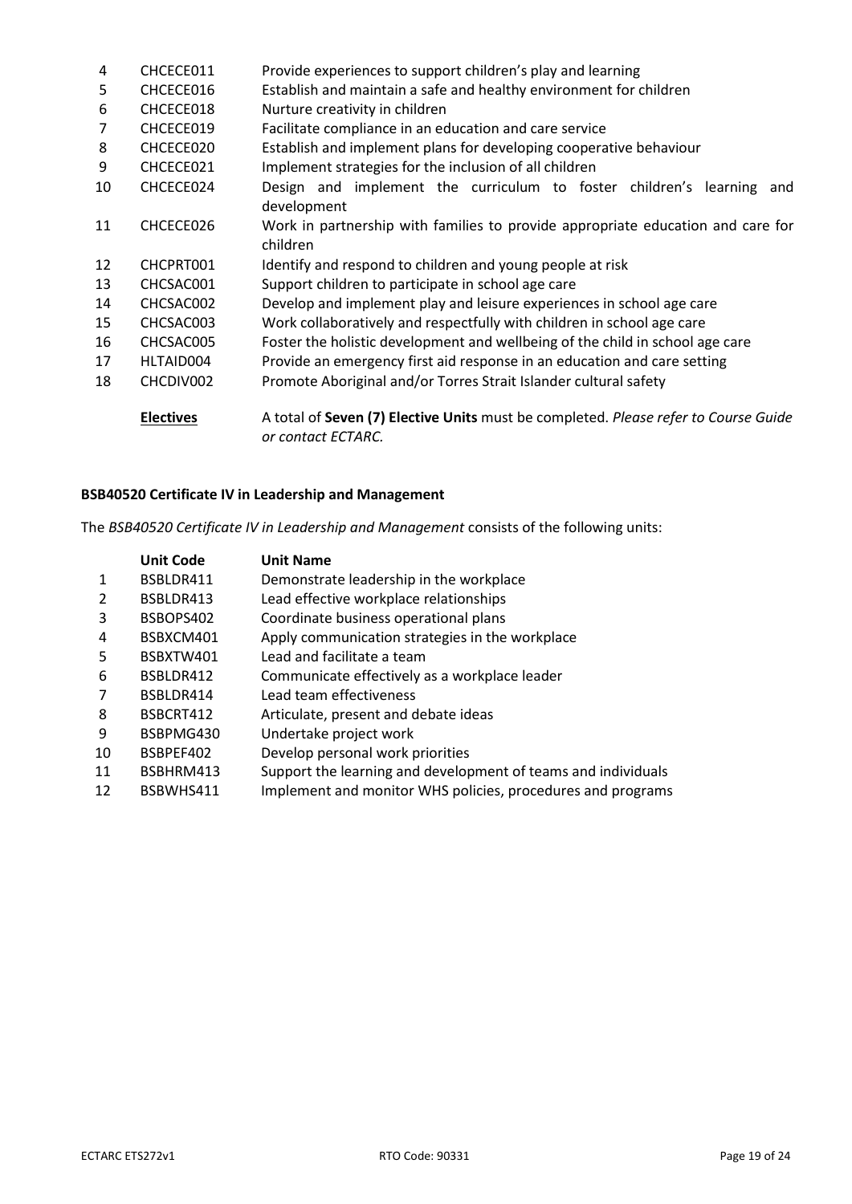| | | |
|---|---|---|
| 4 | CHCECE011 | Provide experiences to support children's play and learning |
| 5 | CHCECE016 | Establish and maintain a safe and healthy environment for children |
| 6 | CHCECE018 | Nurture creativity in children |
| 7 | CHCECE019 | Facilitate compliance in an education and care service |
| 8 | CHCECE020 | Establish and implement plans for developing cooperative behaviour |
| 9 | CHCECE021 | Implement strategies for the inclusion of all children |
| 10 | CHCECE024 | Design and implement the curriculum to foster children's learning and development |
| 11 | CHCECE026 | Work in partnership with families to provide appropriate education and care for children |
| 12 | CHCPRT001 | Identify and respond to children and young people at risk |
| 13 | CHCSAC001 | Support children to participate in school age care |
| 14 | CHCSAC002 | Develop and implement play and leisure experiences in school age care |
| 15 | CHCSAC003 | Work collaboratively and respectfully with children in school age care |
| 16 | CHCSAC005 | Foster the holistic development and wellbeing of the child in school age care |
| 17 | HLTAID004 | Provide an emergency first aid response in an education and care setting |
| 18 | CHCDIV002 | Promote Aboriginal and/or Torres Strait Islander cultural safety |
| | **Electives** | A total of **Seven (7) Elective Units** must be completed. *Please refer to Course Guide or contact ECTARC.* |

**BSB40520 Certificate IV in Leadership and Management**

The *BSB40520 Certificate IV in Leadership and Management* consists of the following units:

| | Unit Code | Unit Name |
|---|---|---|
| 1 | BSBLDR411 | Demonstrate leadership in the workplace |
| 2 | BSBLDR413 | Lead effective workplace relationships |
| 3 | BSBOPS402 | Coordinate business operational plans |
| 4 | BSBXCM401 | Apply communication strategies in the workplace |
| 5 | BSBXTW401 | Lead and facilitate a team |
| 6 | BSBLDR412 | Communicate effectively as a workplace leader |
| 7 | BSBLDR414 | Lead team effectiveness |
| 8 | BSBCRT412 | Articulate, present and debate ideas |
| 9 | BSBPMG430 | Undertake project work |
| 10 | BSBPEF402 | Develop personal work priorities |
| 11 | BSBHRM413 | Support the learning and development of teams and individuals |
| 12 | BSBWHS411 | Implement and monitor WHS policies, procedures and programs |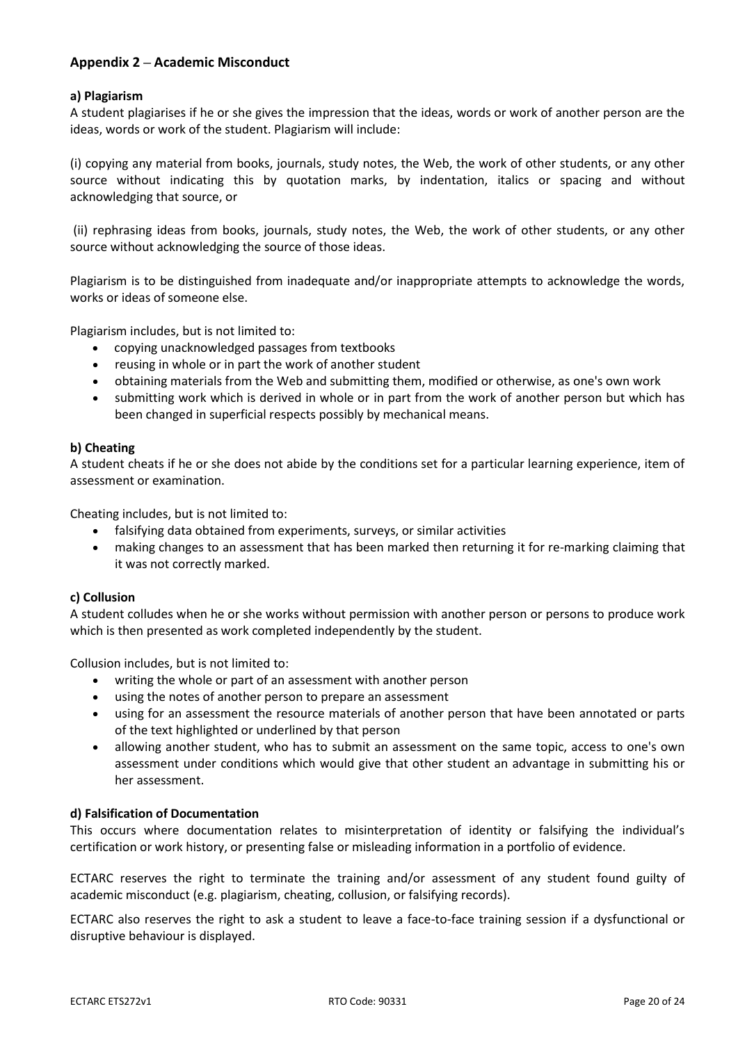## Appendix 2 – Academic Misconduct

**a) Plagiarism**

A student plagiarises if he or she gives the impression that the ideas, words or work of another person are the ideas, words or work of the student. Plagiarism will include:

(i) copying any material from books, journals, study notes, the Web, the work of other students, or any other source without indicating this by quotation marks, by indentation, italics or spacing and without acknowledging that source, or

(ii) rephrasing ideas from books, journals, study notes, the Web, the work of other students, or any other source without acknowledging the source of those ideas.

Plagiarism is to be distinguished from inadequate and/or inappropriate attempts to acknowledge the words, works or ideas of someone else.

Plagiarism includes, but is not limited to:

- copying unacknowledged passages from textbooks
- reusing in whole or in part the work of another student
- obtaining materials from the Web and submitting them, modified or otherwise, as one's own work
- submitting work which is derived in whole or in part from the work of another person but which has been changed in superficial respects possibly by mechanical means.

**b) Cheating**

A student cheats if he or she does not abide by the conditions set for a particular learning experience, item of assessment or examination.

Cheating includes, but is not limited to:

- falsifying data obtained from experiments, surveys, or similar activities
- making changes to an assessment that has been marked then returning it for re-marking claiming that it was not correctly marked.

**c) Collusion**

A student colludes when he or she works without permission with another person or persons to produce work which is then presented as work completed independently by the student.

Collusion includes, but is not limited to:

- writing the whole or part of an assessment with another person
- using the notes of another person to prepare an assessment
- using for an assessment the resource materials of another person that have been annotated or parts of the text highlighted or underlined by that person
- allowing another student, who has to submit an assessment on the same topic, access to one's own assessment under conditions which would give that other student an advantage in submitting his or her assessment.

**d) Falsification of Documentation**

This occurs where documentation relates to misinterpretation of identity or falsifying the individual's certification or work history, or presenting false or misleading information in a portfolio of evidence.

ECTARC reserves the right to terminate the training and/or assessment of any student found guilty of academic misconduct (e.g. plagiarism, cheating, collusion, or falsifying records).

ECTARC also reserves the right to ask a student to leave a face-to-face training session if a dysfunctional or disruptive behaviour is displayed.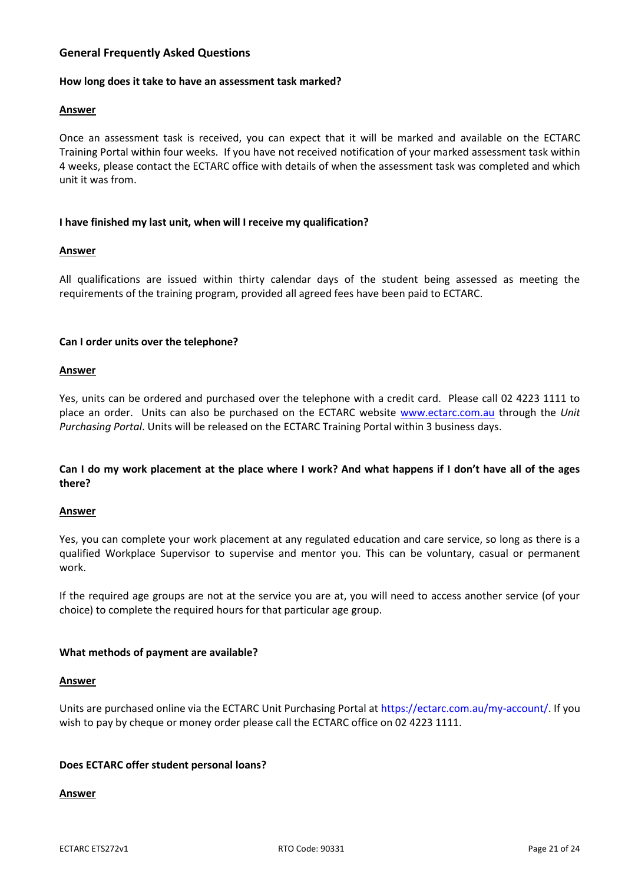## General Frequently Asked Questions

**How long does it take to have an assessment task marked?**

**Answer**

Once an assessment task is received, you can expect that it will be marked and available on the ECTARC Training Portal within four weeks. If you have not received notification of your marked assessment task within 4 weeks, please contact the ECTARC office with details of when the assessment task was completed and which unit it was from.

**I have finished my last unit, when will I receive my qualification?**

**Answer**

All qualifications are issued within thirty calendar days of the student being assessed as meeting the requirements of the training program, provided all agreed fees have been paid to ECTARC.

**Can I order units over the telephone?**

**Answer**

Yes, units can be ordered and purchased over the telephone with a credit card. Please call 02 4223 1111 to place an order. Units can also be purchased on the ECTARC website [www.ectarc.com.au](www.ectarc.com.au) through the *Unit Purchasing Portal*. Units will be released on the ECTARC Training Portal within 3 business days.

**Can I do my work placement at the place where I work? And what happens if I don't have all of the ages there?**

**Answer**

Yes, you can complete your work placement at any regulated education and care service, so long as there is a qualified Workplace Supervisor to supervise and mentor you. This can be voluntary, casual or permanent work.

If the required age groups are not at the service you are at, you will need to access another service (of your choice) to complete the required hours for that particular age group.

**What methods of payment are available?**

**Answer**

Units are purchased online via the ECTARC Unit Purchasing Portal at https://ectarc.com.au/my-account/. If you wish to pay by cheque or money order please call the ECTARC office on 02 4223 1111.

**Does ECTARC offer student personal loans?**

**Answer**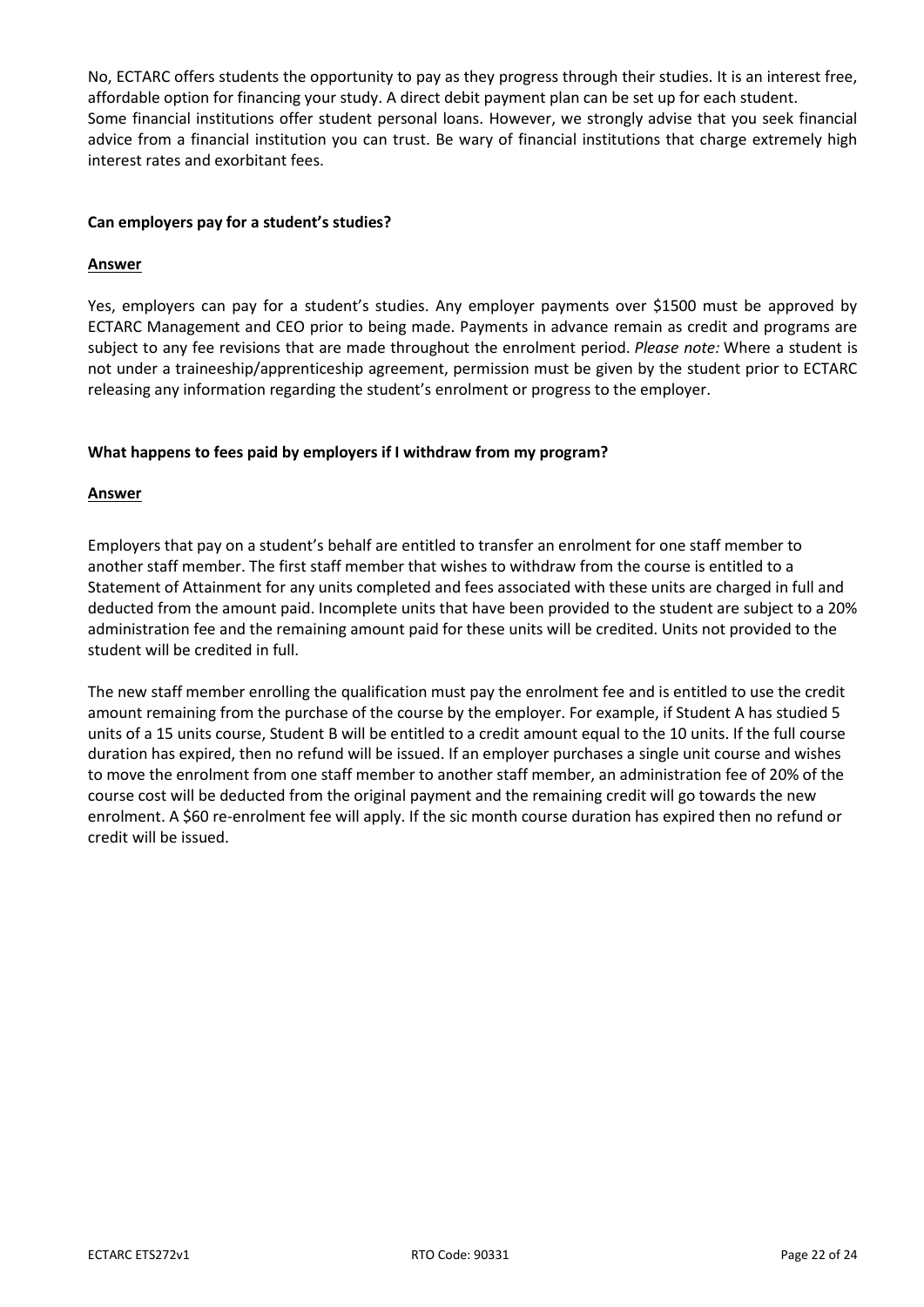No, ECTARC offers students the opportunity to pay as they progress through their studies. It is an interest free, affordable option for financing your study. A direct debit payment plan can be set up for each student. Some financial institutions offer student personal loans. However, we strongly advise that you seek financial advice from a financial institution you can trust. Be wary of financial institutions that charge extremely high interest rates and exorbitant fees.

**Can employers pay for a student's studies?**

**Answer**

Yes, employers can pay for a student's studies. Any employer payments over $1500 must be approved by ECTARC Management and CEO prior to being made. Payments in advance remain as credit and programs are subject to any fee revisions that are made throughout the enrolment period. *Please note:* Where a student is not under a traineeship/apprenticeship agreement, permission must be given by the student prior to ECTARC releasing any information regarding the student's enrolment or progress to the employer.

**What happens to fees paid by employers if I withdraw from my program?**

**Answer**

Employers that pay on a student's behalf are entitled to transfer an enrolment for one staff member to another staff member. The first staff member that wishes to withdraw from the course is entitled to a Statement of Attainment for any units completed and fees associated with these units are charged in full and deducted from the amount paid. Incomplete units that have been provided to the student are subject to a 20% administration fee and the remaining amount paid for these units will be credited. Units not provided to the student will be credited in full.

The new staff member enrolling the qualification must pay the enrolment fee and is entitled to use the credit amount remaining from the purchase of the course by the employer. For example, if Student A has studied 5 units of a 15 units course, Student B will be entitled to a credit amount equal to the 10 units. If the full course duration has expired, then no refund will be issued. If an employer purchases a single unit course and wishes to move the enrolment from one staff member to another staff member, an administration fee of 20% of the course cost will be deducted from the original payment and the remaining credit will go towards the new enrolment. A $60 re-enrolment fee will apply. If the sic month course duration has expired then no refund or credit will be issued.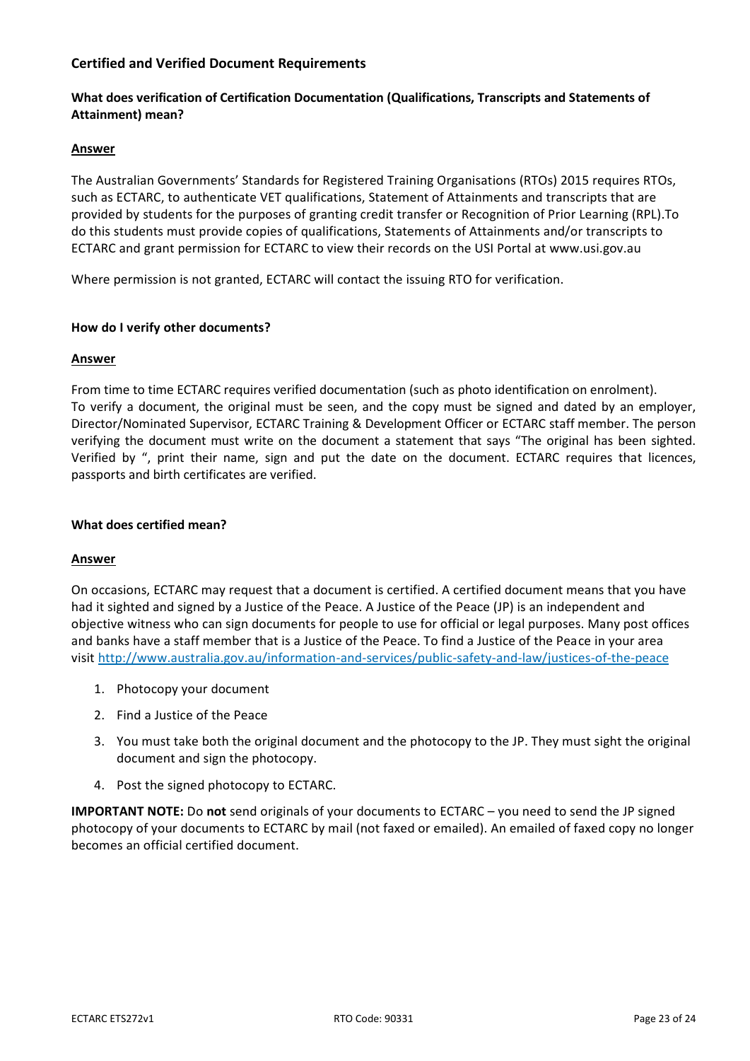## Certified and Verified Document Requirements

### What does verification of Certification Documentation (Qualifications, Transcripts and Statements of Attainment) mean?

**Answer**

The Australian Governments' Standards for Registered Training Organisations (RTOs) 2015 requires RTOs, such as ECTARC, to authenticate VET qualifications, Statement of Attainments and transcripts that are provided by students for the purposes of granting credit transfer or Recognition of Prior Learning (RPL).To do this students must provide copies of qualifications, Statements of Attainments and/or transcripts to ECTARC and grant permission for ECTARC to view their records on the USI Portal at www.usi.gov.au

Where permission is not granted, ECTARC will contact the issuing RTO for verification.

### How do I verify other documents?

**Answer**

From time to time ECTARC requires verified documentation (such as photo identification on enrolment). To verify a document, the original must be seen, and the copy must be signed and dated by an employer, Director/Nominated Supervisor, ECTARC Training & Development Officer or ECTARC staff member. The person verifying the document must write on the document a statement that says "The original has been sighted. Verified by ", print their name, sign and put the date on the document. ECTARC requires that licences, passports and birth certificates are verified.

### What does certified mean?

**Answer**

On occasions, ECTARC may request that a document is certified. A certified document means that you have had it sighted and signed by a Justice of the Peace. A Justice of the Peace (JP) is an independent and objective witness who can sign documents for people to use for official or legal purposes. Many post offices and banks have a staff member that is a Justice of the Peace. To find a Justice of the Peace in your area visit http://www.australia.gov.au/information-and-services/public-safety-and-law/justices-of-the-peace

1. Photocopy your document
2. Find a Justice of the Peace
3. You must take both the original document and the photocopy to the JP. They must sight the original document and sign the photocopy.
4. Post the signed photocopy to ECTARC.

**IMPORTANT NOTE:** Do **not** send originals of your documents to ECTARC – you need to send the JP signed photocopy of your documents to ECTARC by mail (not faxed or emailed). An emailed of faxed copy no longer becomes an official certified document.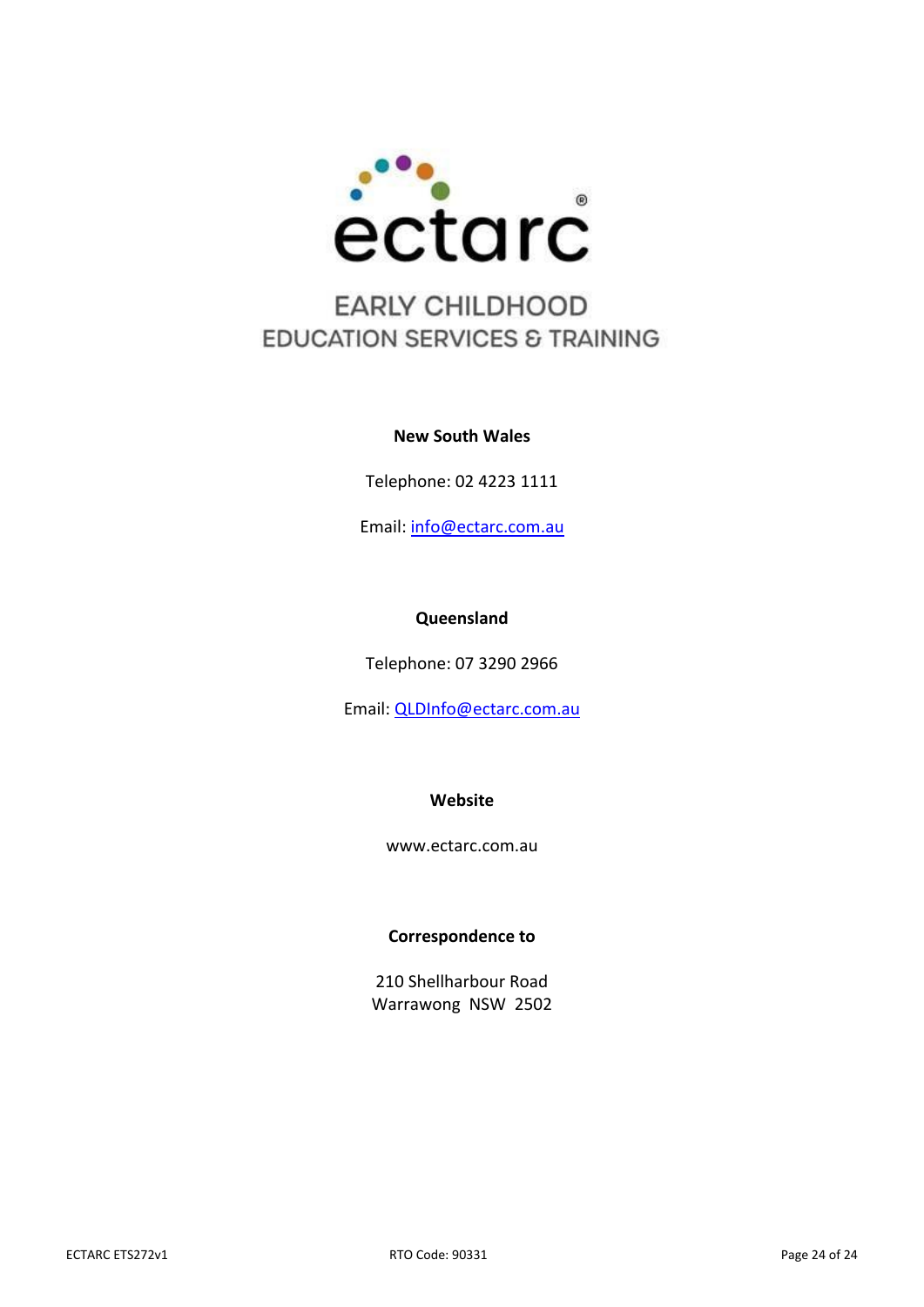ectarc®

EARLY CHILDHOOD
EDUCATION SERVICES & TRAINING

**New South Wales**

Telephone: 02 4223 1111

Email: info@ectarc.com.au

**Queensland**

Telephone: 07 3290 2966

Email: QLDInfo@ectarc.com.au

**Website**

www.ectarc.com.au

**Correspondence to**

210 Shellharbour Road
Warrawong NSW 2502